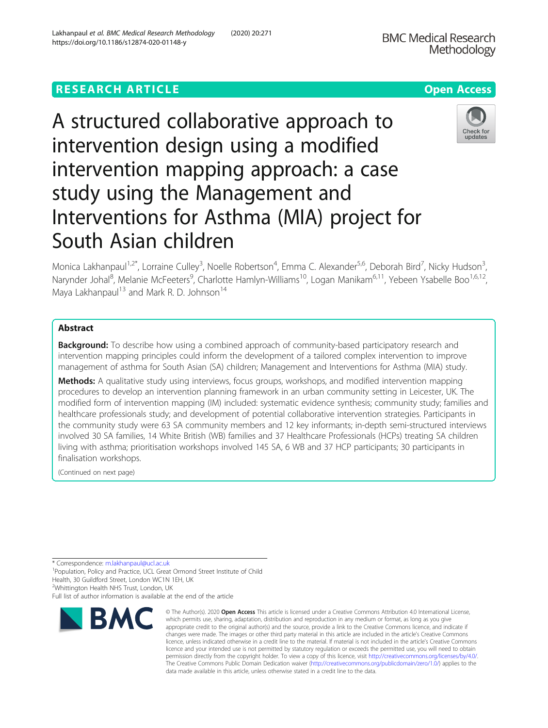RESEARCH ARTICLE

Open Access

# A structured collaborative approach to intervention design using a modified intervention mapping approach: a case study using the Management and Interventions for Asthma (MIA) project for South Asian children

Monica Lakhanpaul[1,2*], Lorraine Culley[3], Noelle Robertson[4], Emma C. Alexander[5,6], Deborah Bird[7], Nicky Hudson[3], Narynder Johal[8], Melanie McFeeters[9], Charlotte Hamlyn-Williams[10], Logan Manikam[6,11], Yebeen Ysabelle Boo[1,6,12], Maya Lakhanpaul[13] and Mark R. D. Johnson[14]

## Abstract

**Background:** To describe how using a combined approach of community-based participatory research and intervention mapping principles could inform the development of a tailored complex intervention to improve management of asthma for South Asian (SA) children; Management and Interventions for Asthma (MIA) study.

**Methods:** A qualitative study using interviews, focus groups, workshops, and modified intervention mapping procedures to develop an intervention planning framework in an urban community setting in Leicester, UK. The modified form of intervention mapping (IM) included: systematic evidence synthesis; community study; families and healthcare professionals study; and development of potential collaborative intervention strategies. Participants in the community study were 63 SA community members and 12 key informants; in-depth semi-structured interviews involved 30 SA families, 14 White British (WB) families and 37 Healthcare Professionals (HCPs) treating SA children living with asthma; prioritisation workshops involved 145 SA, 6 WB and 37 HCP participants; 30 participants in finalisation workshops.

(Continued on next page)

\* Correspondence: m.lakhanpaul@ucl.ac.uk
[1]Population, Policy and Practice, UCL Great Ormond Street Institute of Child Health, 30 Guildford Street, London WC1N 1EH, UK
[2]Whittington Health NHS Trust, London, UK
Full list of author information is available at the end of the article

© The Author(s). 2020 **Open Access** This article is licensed under a Creative Commons Attribution 4.0 International License, which permits use, sharing, adaptation, distribution and reproduction in any medium or format, as long as you give appropriate credit to the original author(s) and the source, provide a link to the Creative Commons licence, and indicate if changes were made. The images or other third party material in this article are included in the article's Creative Commons licence, unless indicated otherwise in a credit line to the material. If material is not included in the article's Creative Commons licence and your intended use is not permitted by statutory regulation or exceeds the permitted use, you will need to obtain permission directly from the copyright holder. To view a copy of this licence, visit http://creativecommons.org/licenses/by/4.0/. The Creative Commons Public Domain Dedication waiver (http://creativecommons.org/publicdomain/zero/1.0/) applies to the data made available in this article, unless otherwise stated in a credit line to the data.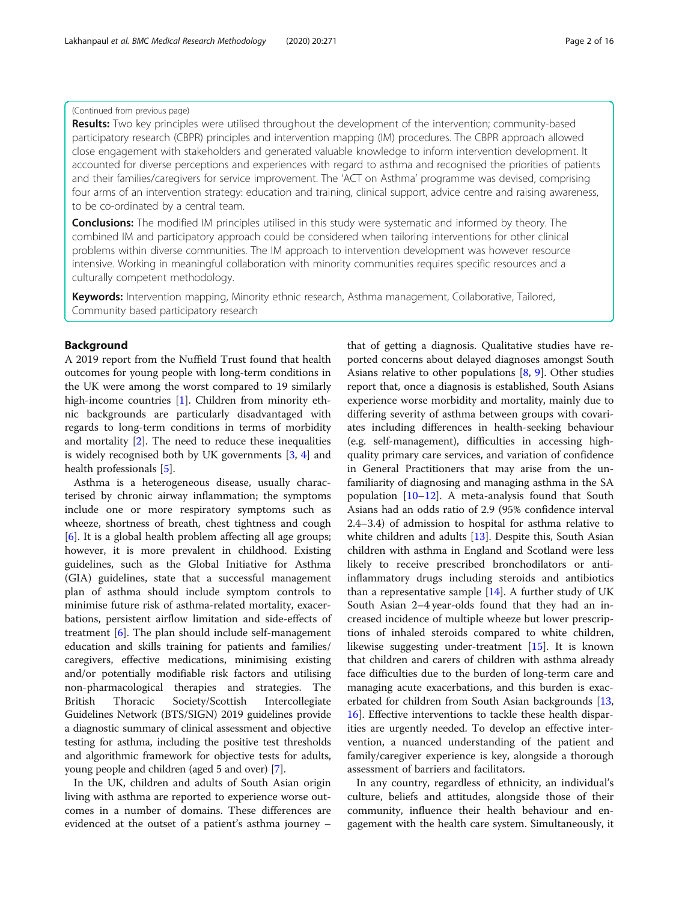(Continued from previous page)

**Results:** Two key principles were utilised throughout the development of the intervention; community-based participatory research (CBPR) principles and intervention mapping (IM) procedures. The CBPR approach allowed close engagement with stakeholders and generated valuable knowledge to inform intervention development. It accounted for diverse perceptions and experiences with regard to asthma and recognised the priorities of patients and their families/caregivers for service improvement. The 'ACT on Asthma' programme was devised, comprising four arms of an intervention strategy: education and training, clinical support, advice centre and raising awareness, to be co-ordinated by a central team.

**Conclusions:** The modified IM principles utilised in this study were systematic and informed by theory. The combined IM and participatory approach could be considered when tailoring interventions for other clinical problems within diverse communities. The IM approach to intervention development was however resource intensive. Working in meaningful collaboration with minority communities requires specific resources and a culturally competent methodology.

**Keywords:** Intervention mapping, Minority ethnic research, Asthma management, Collaborative, Tailored, Community based participatory research

## Background

A 2019 report from the Nuffield Trust found that health outcomes for young people with long-term conditions in the UK were among the worst compared to 19 similarly high-income countries [1]. Children from minority ethnic backgrounds are particularly disadvantaged with regards to long-term conditions in terms of morbidity and mortality [2]. The need to reduce these inequalities is widely recognised both by UK governments [3, 4] and health professionals [5].

Asthma is a heterogeneous disease, usually characterised by chronic airway inflammation; the symptoms include one or more respiratory symptoms such as wheeze, shortness of breath, chest tightness and cough [6]. It is a global health problem affecting all age groups; however, it is more prevalent in childhood. Existing guidelines, such as the Global Initiative for Asthma (GIA) guidelines, state that a successful management plan of asthma should include symptom controls to minimise future risk of asthma-related mortality, exacerbations, persistent airflow limitation and side-effects of treatment [6]. The plan should include self-management education and skills training for patients and families/caregivers, effective medications, minimising existing and/or potentially modifiable risk factors and utilising non-pharmacological therapies and strategies. The British Thoracic Society/Scottish Intercollegiate Guidelines Network (BTS/SIGN) 2019 guidelines provide a diagnostic summary of clinical assessment and objective testing for asthma, including the positive test thresholds and algorithmic framework for objective tests for adults, young people and children (aged 5 and over) [7].

In the UK, children and adults of South Asian origin living with asthma are reported to experience worse outcomes in a number of domains. These differences are evidenced at the outset of a patient's asthma journey – that of getting a diagnosis. Qualitative studies have reported concerns about delayed diagnoses amongst South Asians relative to other populations [8, 9]. Other studies report that, once a diagnosis is established, South Asians experience worse morbidity and mortality, mainly due to differing severity of asthma between groups with covariates including differences in health-seeking behaviour (e.g. self-management), difficulties in accessing high-quality primary care services, and variation of confidence in General Practitioners that may arise from the unfamiliarity of diagnosing and managing asthma in the SA population [10–12]. A meta-analysis found that South Asians had an odds ratio of 2.9 (95% confidence interval 2.4–3.4) of admission to hospital for asthma relative to white children and adults [13]. Despite this, South Asian children with asthma in England and Scotland were less likely to receive prescribed bronchodilators or anti-inflammatory drugs including steroids and antibiotics than a representative sample [14]. A further study of UK South Asian 2–4 year-olds found that they had an increased incidence of multiple wheeze but lower prescriptions of inhaled steroids compared to white children, likewise suggesting under-treatment [15]. It is known that children and carers of children with asthma already face difficulties due to the burden of long-term care and managing acute exacerbations, and this burden is exacerbated for children from South Asian backgrounds [13, 16]. Effective interventions to tackle these health disparities are urgently needed. To develop an effective intervention, a nuanced understanding of the patient and family/caregiver experience is key, alongside a thorough assessment of barriers and facilitators.

In any country, regardless of ethnicity, an individual's culture, beliefs and attitudes, alongside those of their community, influence their health behaviour and engagement with the health care system. Simultaneously, it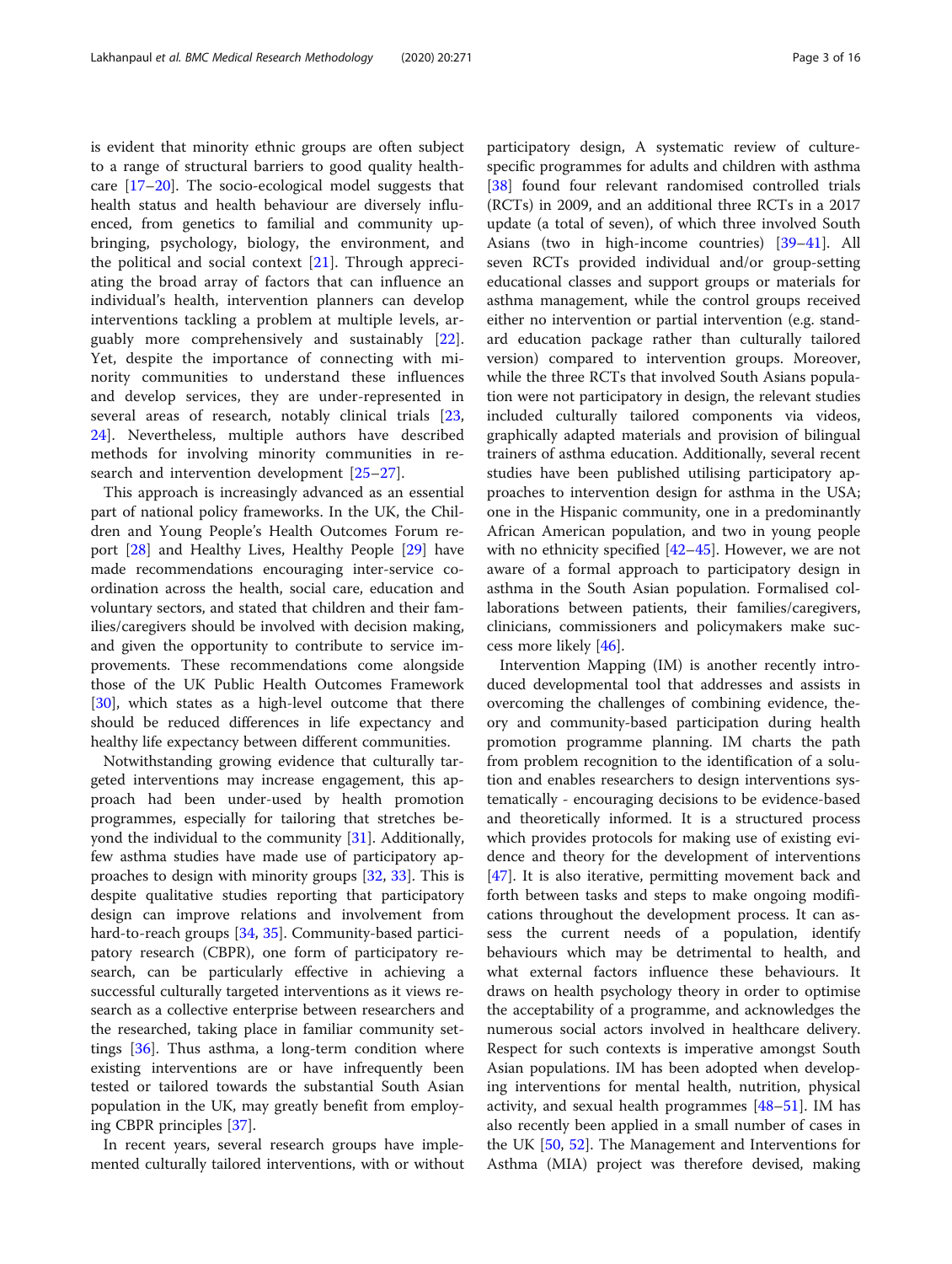is evident that minority ethnic groups are often subject to a range of structural barriers to good quality healthcare [17–20]. The socio-ecological model suggests that health status and health behaviour are diversely influenced, from genetics to familial and community upbringing, psychology, biology, the environment, and the political and social context [21]. Through appreciating the broad array of factors that can influence an individual's health, intervention planners can develop interventions tackling a problem at multiple levels, arguably more comprehensively and sustainably [22]. Yet, despite the importance of connecting with minority communities to understand these influences and develop services, they are under-represented in several areas of research, notably clinical trials [23, 24]. Nevertheless, multiple authors have described methods for involving minority communities in research and intervention development [25–27].

This approach is increasingly advanced as an essential part of national policy frameworks. In the UK, the Children and Young People's Health Outcomes Forum report [28] and Healthy Lives, Healthy People [29] have made recommendations encouraging inter-service coordination across the health, social care, education and voluntary sectors, and stated that children and their families/caregivers should be involved with decision making, and given the opportunity to contribute to service improvements. These recommendations come alongside those of the UK Public Health Outcomes Framework [30], which states as a high-level outcome that there should be reduced differences in life expectancy and healthy life expectancy between different communities.

Notwithstanding growing evidence that culturally targeted interventions may increase engagement, this approach had been under-used by health promotion programmes, especially for tailoring that stretches beyond the individual to the community [31]. Additionally, few asthma studies have made use of participatory approaches to design with minority groups [32, 33]. This is despite qualitative studies reporting that participatory design can improve relations and involvement from hard-to-reach groups [34, 35]. Community-based participatory research (CBPR), one form of participatory research, can be particularly effective in achieving a successful culturally targeted interventions as it views research as a collective enterprise between researchers and the researched, taking place in familiar community settings [36]. Thus asthma, a long-term condition where existing interventions are or have infrequently been tested or tailored towards the substantial South Asian population in the UK, may greatly benefit from employing CBPR principles [37].

In recent years, several research groups have implemented culturally tailored interventions, with or without participatory design, A systematic review of culture-specific programmes for adults and children with asthma [38] found four relevant randomised controlled trials (RCTs) in 2009, and an additional three RCTs in a 2017 update (a total of seven), of which three involved South Asians (two in high-income countries) [39–41]. All seven RCTs provided individual and/or group-setting educational classes and support groups or materials for asthma management, while the control groups received either no intervention or partial intervention (e.g. standard education package rather than culturally tailored version) compared to intervention groups. Moreover, while the three RCTs that involved South Asians population were not participatory in design, the relevant studies included culturally tailored components via videos, graphically adapted materials and provision of bilingual trainers of asthma education. Additionally, several recent studies have been published utilising participatory approaches to intervention design for asthma in the USA; one in the Hispanic community, one in a predominantly African American population, and two in young people with no ethnicity specified [42–45]. However, we are not aware of a formal approach to participatory design in asthma in the South Asian population. Formalised collaborations between patients, their families/caregivers, clinicians, commissioners and policymakers make success more likely [46].

Intervention Mapping (IM) is another recently introduced developmental tool that addresses and assists in overcoming the challenges of combining evidence, theory and community-based participation during health promotion programme planning. IM charts the path from problem recognition to the identification of a solution and enables researchers to design interventions systematically - encouraging decisions to be evidence-based and theoretically informed. It is a structured process which provides protocols for making use of existing evidence and theory for the development of interventions [47]. It is also iterative, permitting movement back and forth between tasks and steps to make ongoing modifications throughout the development process. It can assess the current needs of a population, identify behaviours which may be detrimental to health, and what external factors influence these behaviours. It draws on health psychology theory in order to optimise the acceptability of a programme, and acknowledges the numerous social actors involved in healthcare delivery. Respect for such contexts is imperative amongst South Asian populations. IM has been adopted when developing interventions for mental health, nutrition, physical activity, and sexual health programmes [48–51]. IM has also recently been applied in a small number of cases in the UK [50, 52]. The Management and Interventions for Asthma (MIA) project was therefore devised, making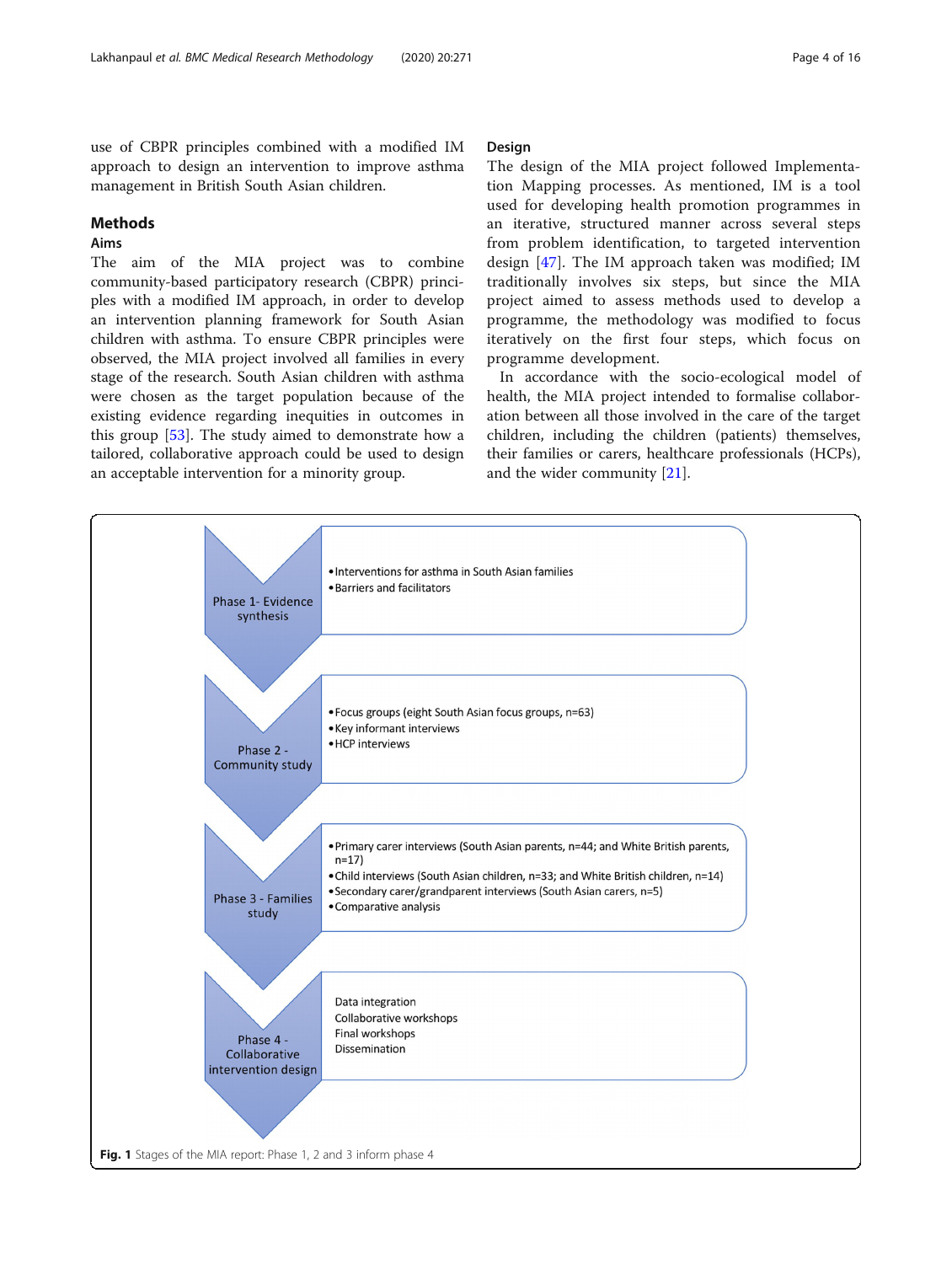use of CBPR principles combined with a modified IM approach to design an intervention to improve asthma management in British South Asian children.

## Methods

### Aims

The aim of the MIA project was to combine community-based participatory research (CBPR) principles with a modified IM approach, in order to develop an intervention planning framework for South Asian children with asthma. To ensure CBPR principles were observed, the MIA project involved all families in every stage of the research. South Asian children with asthma were chosen as the target population because of the existing evidence regarding inequities in outcomes in this group [53]. The study aimed to demonstrate how a tailored, collaborative approach could be used to design an acceptable intervention for a minority group.

### Design

The design of the MIA project followed Implementation Mapping processes. As mentioned, IM is a tool used for developing health promotion programmes in an iterative, structured manner across several steps from problem identification, to targeted intervention design [47]. The IM approach taken was modified; IM traditionally involves six steps, but since the MIA project aimed to assess methods used to develop a programme, the methodology was modified to focus iteratively on the first four steps, which focus on programme development.

In accordance with the socio-ecological model of health, the MIA project intended to formalise collaboration between all those involved in the care of the target children, including the children (patients) themselves, their families or carers, healthcare professionals (HCPs), and the wider community [21].

**Phase 1- Evidence synthesis**
- Interventions for asthma in South Asian families
- Barriers and facilitators

**Phase 2 - Community study**
- Focus groups (eight South Asian focus groups, n=63)
- Key informant interviews
- HCP interviews

**Phase 3 - Families study**
- Primary carer interviews (South Asian parents, n=44; and White British parents, n=17)
- Child interviews (South Asian children, n=33; and White British children, n=14)
- Secondary carer/grandparent interviews (South Asian carers, n=5)
- Comparative analysis

**Phase 4 - Collaborative intervention design**

Data integration
Collaborative workshops
Final workshops
Dissemination

**Fig. 1** Stages of the MIA report: Phase 1, 2 and 3 inform phase 4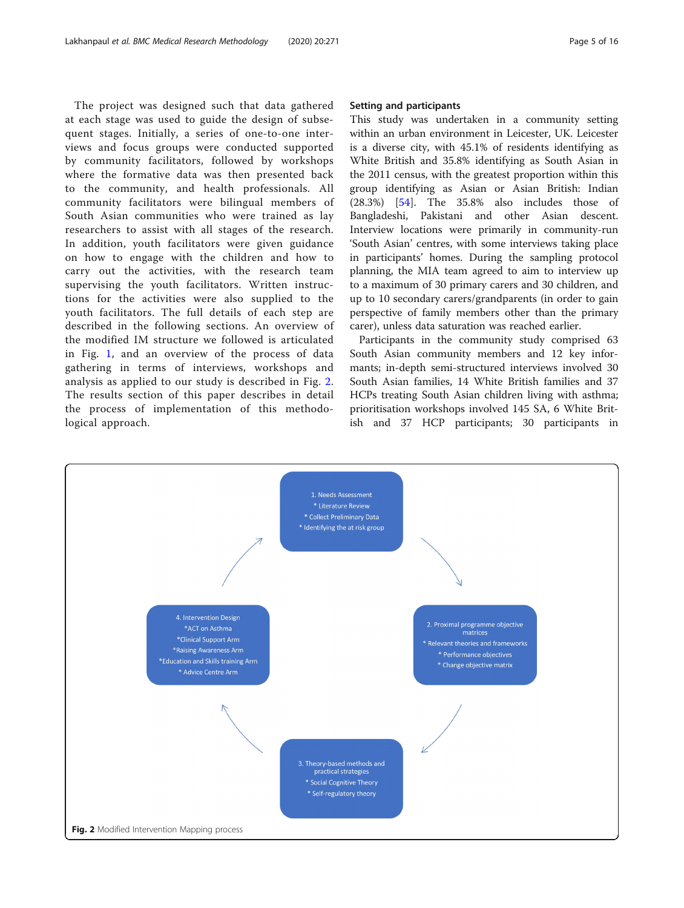The project was designed such that data gathered at each stage was used to guide the design of subsequent stages. Initially, a series of one-to-one interviews and focus groups were conducted supported by community facilitators, followed by workshops where the formative data was then presented back to the community, and health professionals. All community facilitators were bilingual members of South Asian communities who were trained as lay researchers to assist with all stages of the research. In addition, youth facilitators were given guidance on how to engage with the children and how to carry out the activities, with the research team supervising the youth facilitators. Written instructions for the activities were also supplied to the youth facilitators. The full details of each step are described in the following sections. An overview of the modified IM structure we followed is articulated in Fig. 1, and an overview of the process of data gathering in terms of interviews, workshops and analysis as applied to our study is described in Fig. 2. The results section of this paper describes in detail the process of implementation of this methodological approach.

### Setting and participants

This study was undertaken in a community setting within an urban environment in Leicester, UK. Leicester is a diverse city, with 45.1% of residents identifying as White British and 35.8% identifying as South Asian in the 2011 census, with the greatest proportion within this group identifying as Asian or Asian British: Indian (28.3%) [54]. The 35.8% also includes those of Bangladeshi, Pakistani and other Asian descent. Interview locations were primarily in community-run 'South Asian' centres, with some interviews taking place in participants' homes. During the sampling protocol planning, the MIA team agreed to aim to interview up to a maximum of 30 primary carers and 30 children, and up to 10 secondary carers/grandparents (in order to gain perspective of family members other than the primary carer), unless data saturation was reached earlier.

Participants in the community study comprised 63 South Asian community members and 12 key informants; in-depth semi-structured interviews involved 30 South Asian families, 14 White British families and 37 HCPs treating South Asian children living with asthma; prioritisation workshops involved 145 SA, 6 White British and 37 HCP participants; 30 participants in

1. Needs Assessment
* Literature Review
* Collect Preliminary Data
* Identifying the at risk group

2. Proximal programme objective matrices
* Relevant theories and frameworks
* Performance objectives
* Change objective matrix

3. Theory-based methods and practical strategies
* Social Cognitive Theory
* Self-regulatory theory

4. Intervention Design
*ACT on Asthma
*Clinical Support Arm
*Raising Awareness Arm
*Education and Skills training Arm
* Advice Centre Arm

**Fig. 2** Modified Intervention Mapping process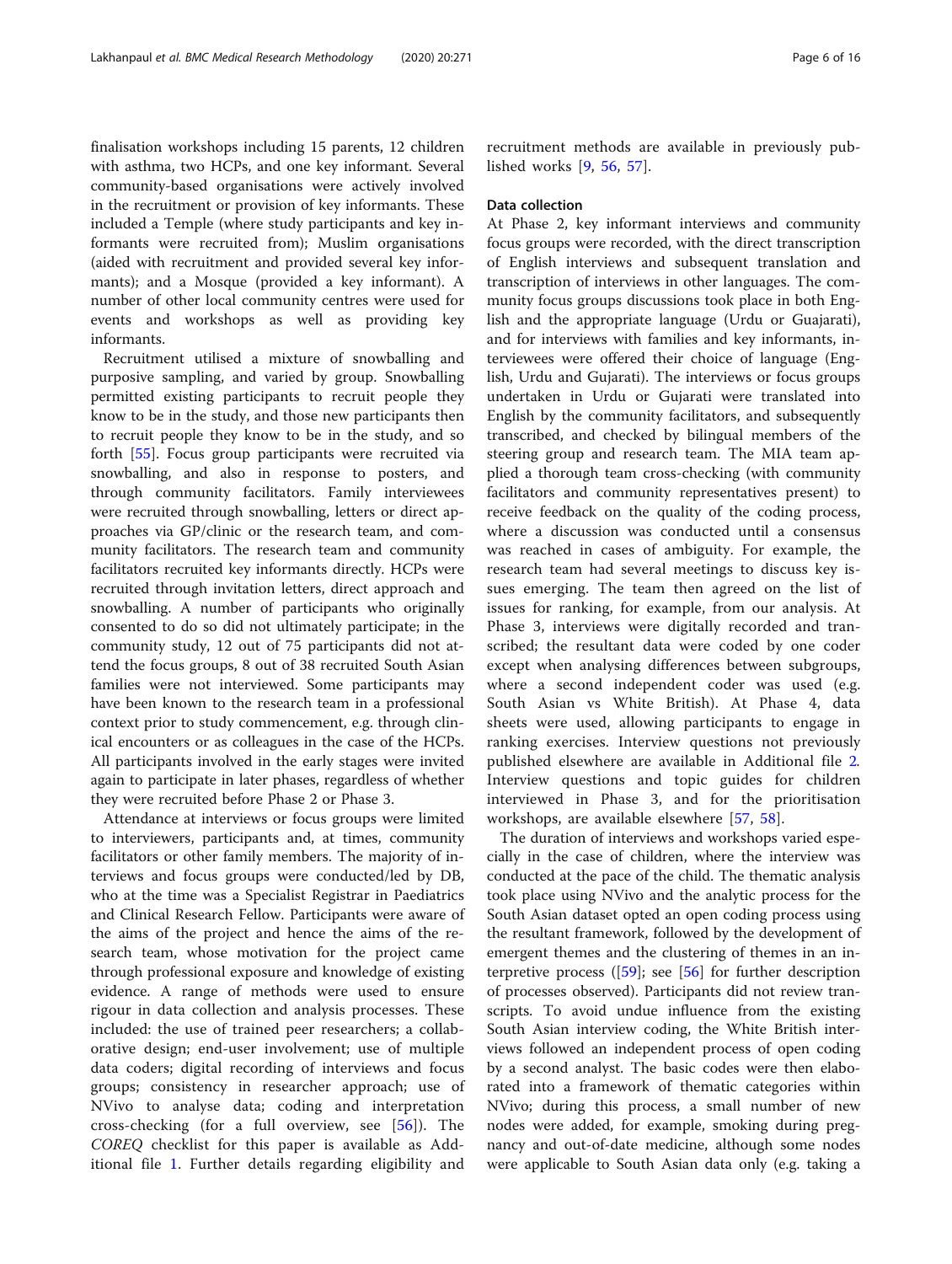finalisation workshops including 15 parents, 12 children with asthma, two HCPs, and one key informant. Several community-based organisations were actively involved in the recruitment or provision of key informants. These included a Temple (where study participants and key informants were recruited from); Muslim organisations (aided with recruitment and provided several key informants); and a Mosque (provided a key informant). A number of other local community centres were used for events and workshops as well as providing key informants.

Recruitment utilised a mixture of snowballing and purposive sampling, and varied by group. Snowballing permitted existing participants to recruit people they know to be in the study, and those new participants then to recruit people they know to be in the study, and so forth [55]. Focus group participants were recruited via snowballing, and also in response to posters, and through community facilitators. Family interviewees were recruited through snowballing, letters or direct approaches via GP/clinic or the research team, and community facilitators. The research team and community facilitators recruited key informants directly. HCPs were recruited through invitation letters, direct approach and snowballing. A number of participants who originally consented to do so did not ultimately participate; in the community study, 12 out of 75 participants did not attend the focus groups, 8 out of 38 recruited South Asian families were not interviewed. Some participants may have been known to the research team in a professional context prior to study commencement, e.g. through clinical encounters or as colleagues in the case of the HCPs. All participants involved in the early stages were invited again to participate in later phases, regardless of whether they were recruited before Phase 2 or Phase 3.

Attendance at interviews or focus groups were limited to interviewers, participants and, at times, community facilitators or other family members. The majority of interviews and focus groups were conducted/led by DB, who at the time was a Specialist Registrar in Paediatrics and Clinical Research Fellow. Participants were aware of the aims of the project and hence the aims of the research team, whose motivation for the project came through professional exposure and knowledge of existing evidence. A range of methods were used to ensure rigour in data collection and analysis processes. These included: the use of trained peer researchers; a collaborative design; end-user involvement; use of multiple data coders; digital recording of interviews and focus groups; consistency in researcher approach; use of NVivo to analyse data; coding and interpretation cross-checking (for a full overview, see [56]). The *COREQ* checklist for this paper is available as Additional file 1. Further details regarding eligibility and recruitment methods are available in previously published works [9, 56, 57].

### Data collection

At Phase 2, key informant interviews and community focus groups were recorded, with the direct transcription of English interviews and subsequent translation and transcription of interviews in other languages. The community focus groups discussions took place in both English and the appropriate language (Urdu or Guajarati), and for interviews with families and key informants, interviewees were offered their choice of language (English, Urdu and Gujarati). The interviews or focus groups undertaken in Urdu or Gujarati were translated into English by the community facilitators, and subsequently transcribed, and checked by bilingual members of the steering group and research team. The MIA team applied a thorough team cross-checking (with community facilitators and community representatives present) to receive feedback on the quality of the coding process, where a discussion was conducted until a consensus was reached in cases of ambiguity. For example, the research team had several meetings to discuss key issues emerging. The team then agreed on the list of issues for ranking, for example, from our analysis. At Phase 3, interviews were digitally recorded and transcribed; the resultant data were coded by one coder except when analysing differences between subgroups, where a second independent coder was used (e.g. South Asian vs White British). At Phase 4, data sheets were used, allowing participants to engage in ranking exercises. Interview questions not previously published elsewhere are available in Additional file 2. Interview questions and topic guides for children interviewed in Phase 3, and for the prioritisation workshops, are available elsewhere [57, 58].

The duration of interviews and workshops varied especially in the case of children, where the interview was conducted at the pace of the child. The thematic analysis took place using NVivo and the analytic process for the South Asian dataset opted an open coding process using the resultant framework, followed by the development of emergent themes and the clustering of themes in an interpretive process ([59]; see [56] for further description of processes observed). Participants did not review transcripts. To avoid undue influence from the existing South Asian interview coding, the White British interviews followed an independent process of open coding by a second analyst. The basic codes were then elaborated into a framework of thematic categories within NVivo; during this process, a small number of new nodes were added, for example, smoking during pregnancy and out-of-date medicine, although some nodes were applicable to South Asian data only (e.g. taking a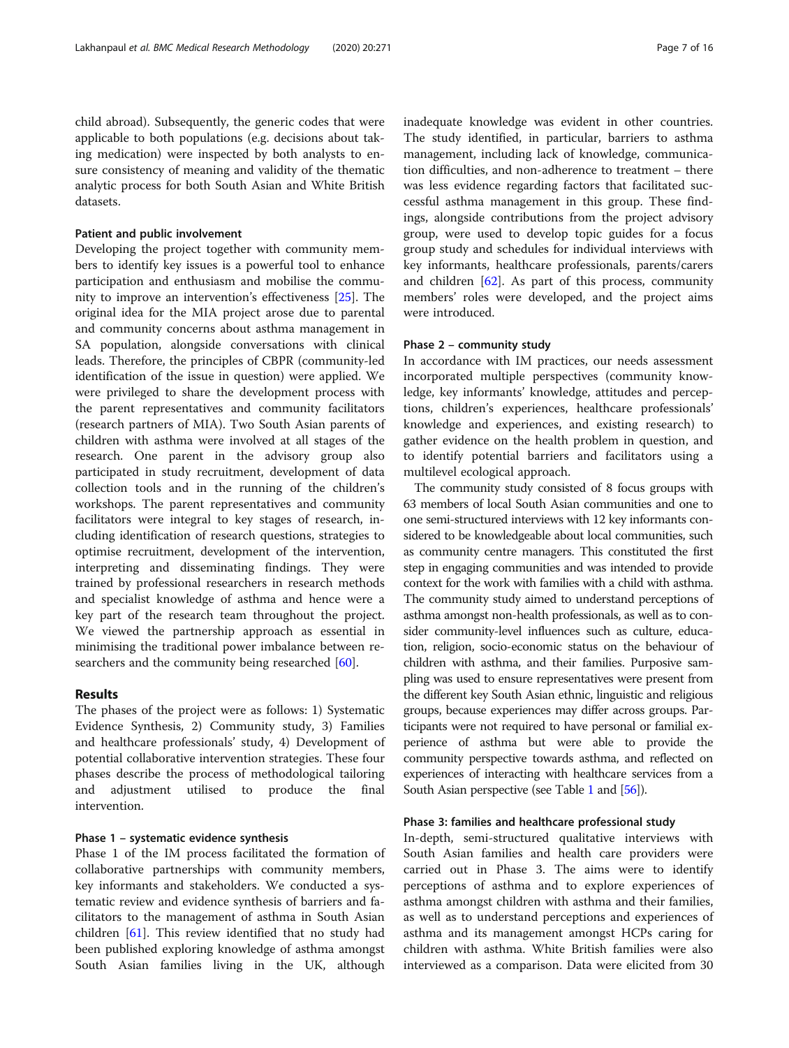child abroad). Subsequently, the generic codes that were applicable to both populations (e.g. decisions about taking medication) were inspected by both analysts to ensure consistency of meaning and validity of the thematic analytic process for both South Asian and White British datasets.

### Patient and public involvement

Developing the project together with community members to identify key issues is a powerful tool to enhance participation and enthusiasm and mobilise the community to improve an intervention's effectiveness [25]. The original idea for the MIA project arose due to parental and community concerns about asthma management in SA population, alongside conversations with clinical leads. Therefore, the principles of CBPR (community-led identification of the issue in question) were applied. We were privileged to share the development process with the parent representatives and community facilitators (research partners of MIA). Two South Asian parents of children with asthma were involved at all stages of the research. One parent in the advisory group also participated in study recruitment, development of data collection tools and in the running of the children's workshops. The parent representatives and community facilitators were integral to key stages of research, including identification of research questions, strategies to optimise recruitment, development of the intervention, interpreting and disseminating findings. They were trained by professional researchers in research methods and specialist knowledge of asthma and hence were a key part of the research team throughout the project. We viewed the partnership approach as essential in minimising the traditional power imbalance between researchers and the community being researched [60].

## Results

The phases of the project were as follows: 1) Systematic Evidence Synthesis, 2) Community study, 3) Families and healthcare professionals' study, 4) Development of potential collaborative intervention strategies. These four phases describe the process of methodological tailoring and adjustment utilised to produce the final intervention.

### Phase 1 – systematic evidence synthesis

Phase 1 of the IM process facilitated the formation of collaborative partnerships with community members, key informants and stakeholders. We conducted a systematic review and evidence synthesis of barriers and facilitators to the management of asthma in South Asian children [61]. This review identified that no study had been published exploring knowledge of asthma amongst South Asian families living in the UK, although inadequate knowledge was evident in other countries. The study identified, in particular, barriers to asthma management, including lack of knowledge, communication difficulties, and non-adherence to treatment – there was less evidence regarding factors that facilitated successful asthma management in this group. These findings, alongside contributions from the project advisory group, were used to develop topic guides for a focus group study and schedules for individual interviews with key informants, healthcare professionals, parents/carers and children [62]. As part of this process, community members' roles were developed, and the project aims were introduced.

### Phase 2 – community study

In accordance with IM practices, our needs assessment incorporated multiple perspectives (community knowledge, key informants' knowledge, attitudes and perceptions, children's experiences, healthcare professionals' knowledge and experiences, and existing research) to gather evidence on the health problem in question, and to identify potential barriers and facilitators using a multilevel ecological approach.

The community study consisted of 8 focus groups with 63 members of local South Asian communities and one to one semi-structured interviews with 12 key informants considered to be knowledgeable about local communities, such as community centre managers. This constituted the first step in engaging communities and was intended to provide context for the work with families with a child with asthma. The community study aimed to understand perceptions of asthma amongst non-health professionals, as well as to consider community-level influences such as culture, education, religion, socio-economic status on the behaviour of children with asthma, and their families. Purposive sampling was used to ensure representatives were present from the different key South Asian ethnic, linguistic and religious groups, because experiences may differ across groups. Participants were not required to have personal or familial experience of asthma but were able to provide the community perspective towards asthma, and reflected on experiences of interacting with healthcare services from a South Asian perspective (see Table 1 and [56]).

### Phase 3: families and healthcare professional study

In-depth, semi-structured qualitative interviews with South Asian families and health care providers were carried out in Phase 3. The aims were to identify perceptions of asthma and to explore experiences of asthma amongst children with asthma and their families, as well as to understand perceptions and experiences of asthma and its management amongst HCPs caring for children with asthma. White British families were also interviewed as a comparison. Data were elicited from 30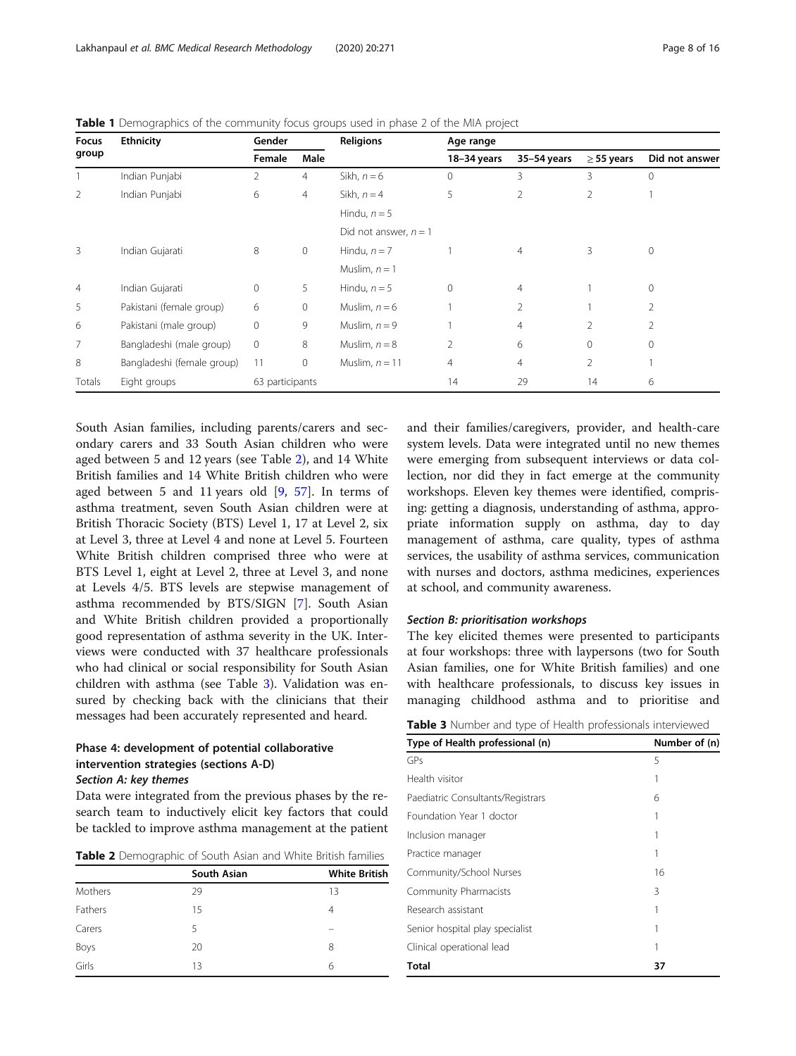**Table 1** Demographics of the community focus groups used in phase 2 of the MIA project

| Focus group | Ethnicity | Gender | | Religions | Age range | | | |
|---|---|---|---|---|---|---|---|---|
| | | Female | Male | | 18–34 years | 35–54 years | ≥ 55 years | Did not answer |
| 1 | Indian Punjabi | 2 | 4 | Sikh, $n = 6$ | 0 | 3 | 3 | 0 |
| 2 | Indian Punjabi | 6 | 4 | Sikh, $n = 4$ | 5 | 2 | 2 | 1 |
| | | | | Hindu, $n = 5$ | | | | |
| | | | | Did not answer, $n = 1$ | | | | |
| 3 | Indian Gujarati | 8 | 0 | Hindu, $n = 7$ | 1 | 4 | 3 | 0 |
| | | | | Muslim, $n = 1$ | | | | |
| 4 | Indian Gujarati | 0 | 5 | Hindu, $n = 5$ | 0 | 4 | 1 | 0 |
| 5 | Pakistani (female group) | 6 | 0 | Muslim, $n = 6$ | 1 | 2 | 1 | 2 |
| 6 | Pakistani (male group) | 0 | 9 | Muslim, $n = 9$ | 1 | 4 | 2 | 2 |
| 7 | Bangladeshi (male group) | 0 | 8 | Muslim, $n = 8$ | 2 | 6 | 0 | 0 |
| 8 | Bangladeshi (female group) | 11 | 0 | Muslim, $n = 11$ | 4 | 4 | 2 | 1 |
| Totals | Eight groups | 63 participants | | | 14 | 29 | 14 | 6 |

South Asian families, including parents/carers and secondary carers and 33 South Asian children who were aged between 5 and 12 years (see Table 2), and 14 White British families and 14 White British children who were aged between 5 and 11 years old [9, 57]. In terms of asthma treatment, seven South Asian children were at British Thoracic Society (BTS) Level 1, 17 at Level 2, six at Level 3, three at Level 4 and none at Level 5. Fourteen White British children comprised three who were at BTS Level 1, eight at Level 2, three at Level 3, and none at Levels 4/5. BTS levels are stepwise management of asthma recommended by BTS/SIGN [7]. South Asian and White British children provided a proportionally good representation of asthma severity in the UK. Interviews were conducted with 37 healthcare professionals who had clinical or social responsibility for South Asian children with asthma (see Table 3). Validation was ensured by checking back with the clinicians that their messages had been accurately represented and heard.

## Phase 4: development of potential collaborative intervention strategies (sections A-D)

### *Section A: key themes*

Data were integrated from the previous phases by the research team to inductively elicit key factors that could be tackled to improve asthma management at the patient and their families/caregivers, provider, and health-care system levels. Data were integrated until no new themes were emerging from subsequent interviews or data collection, nor did they in fact emerge at the community workshops. Eleven key themes were identified, comprising: getting a diagnosis, understanding of asthma, appropriate information supply on asthma, day to day management of asthma, care quality, types of asthma services, the usability of asthma services, communication with nurses and doctors, asthma medicines, experiences at school, and community awareness.

**Table 2** Demographic of South Asian and White British families

| | South Asian | White British |
|---|---|---|
| Mothers | 29 | 13 |
| Fathers | 15 | 4 |
| Carers | 5 | – |
| Boys | 20 | 8 |
| Girls | 13 | 6 |

### *Section B: prioritisation workshops*

The key elicited themes were presented to participants at four workshops: three with laypersons (two for South Asian families, one for White British families) and one with healthcare professionals, to discuss key issues in managing childhood asthma and to prioritise and

**Table 3** Number and type of Health professionals interviewed

| Type of Health professional (n) | Number of (n) |
|---|---|
| GPs | 5 |
| Health visitor | 1 |
| Paediatric Consultants/Registrars | 6 |
| Foundation Year 1 doctor | 1 |
| Inclusion manager | 1 |
| Practice manager | 1 |
| Community/School Nurses | 16 |
| Community Pharmacists | 3 |
| Research assistant | 1 |
| Senior hospital play specialist | 1 |
| Clinical operational lead | 1 |
| **Total** | **37** |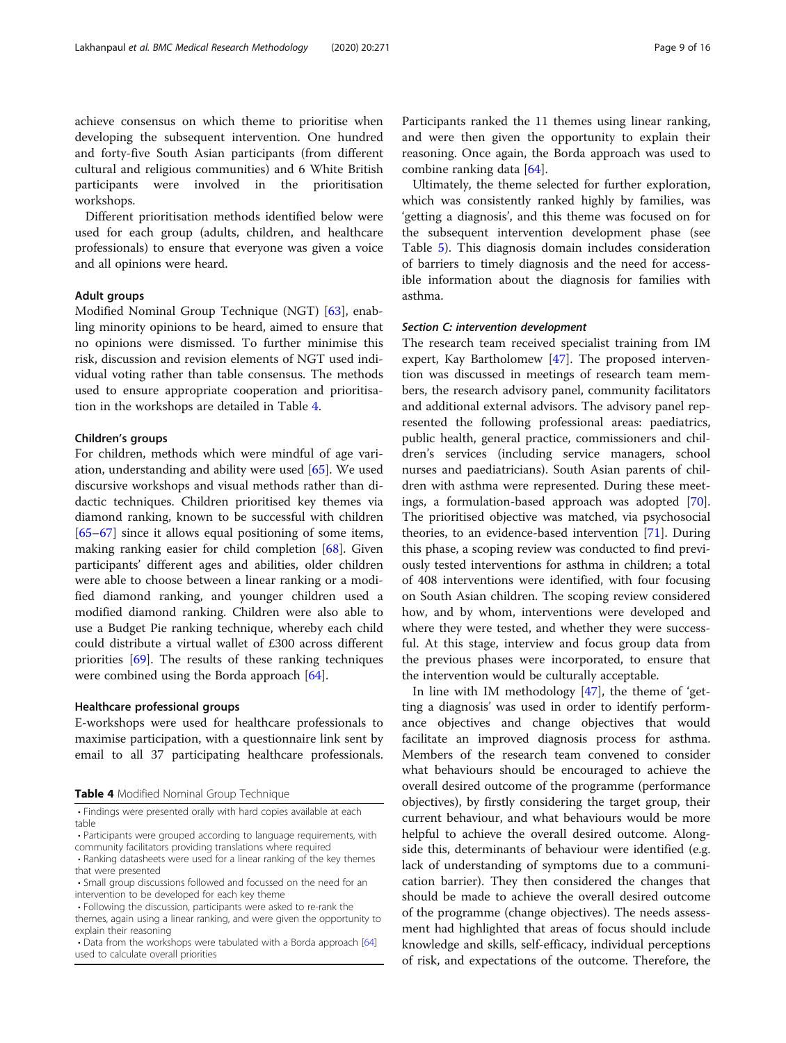achieve consensus on which theme to prioritise when developing the subsequent intervention. One hundred and forty-five South Asian participants (from different cultural and religious communities) and 6 White British participants were involved in the prioritisation workshops.

Different prioritisation methods identified below were used for each group (adults, children, and healthcare professionals) to ensure that everyone was given a voice and all opinions were heard.

#### Adult groups

Modified Nominal Group Technique (NGT) [63], enabling minority opinions to be heard, aimed to ensure that no opinions were dismissed. To further minimise this risk, discussion and revision elements of NGT used individual voting rather than table consensus. The methods used to ensure appropriate cooperation and prioritisation in the workshops are detailed in Table 4.

#### Children's groups

For children, methods which were mindful of age variation, understanding and ability were used [65]. We used discursive workshops and visual methods rather than didactic techniques. Children prioritised key themes via diamond ranking, known to be successful with children [65–67] since it allows equal positioning of some items, making ranking easier for child completion [68]. Given participants' different ages and abilities, older children were able to choose between a linear ranking or a modified diamond ranking, and younger children used a modified diamond ranking. Children were also able to use a Budget Pie ranking technique, whereby each child could distribute a virtual wallet of £300 across different priorities [69]. The results of these ranking techniques were combined using the Borda approach [64].

#### Healthcare professional groups

E-workshops were used for healthcare professionals to maximise participation, with a questionnaire link sent by email to all 37 participating healthcare professionals.

**Table 4** Modified Nominal Group Technique

| |
|---|
| • Findings were presented orally with hard copies available at each table |
| • Participants were grouped according to language requirements, with community facilitators providing translations where required |
| • Ranking datasheets were used for a linear ranking of the key themes that were presented |
| • Small group discussions followed and focussed on the need for an intervention to be developed for each key theme |
| • Following the discussion, participants were asked to re-rank the themes, again using a linear ranking, and were given the opportunity to explain their reasoning |
| • Data from the workshops were tabulated with a Borda approach [64] used to calculate overall priorities |

Participants ranked the 11 themes using linear ranking, and were then given the opportunity to explain their reasoning. Once again, the Borda approach was used to combine ranking data [64].

Ultimately, the theme selected for further exploration, which was consistently ranked highly by families, was 'getting a diagnosis', and this theme was focused on for the subsequent intervention development phase (see Table 5). This diagnosis domain includes consideration of barriers to timely diagnosis and the need for accessible information about the diagnosis for families with asthma.

#### *Section C: intervention development*

The research team received specialist training from IM expert, Kay Bartholomew [47]. The proposed intervention was discussed in meetings of research team members, the research advisory panel, community facilitators and additional external advisors. The advisory panel represented the following professional areas: paediatrics, public health, general practice, commissioners and children's services (including service managers, school nurses and paediatricians). South Asian parents of children with asthma were represented. During these meetings, a formulation-based approach was adopted [70]. The prioritised objective was matched, via psychosocial theories, to an evidence-based intervention [71]. During this phase, a scoping review was conducted to find previously tested interventions for asthma in children; a total of 408 interventions were identified, with four focusing on South Asian children. The scoping review considered how, and by whom, interventions were developed and where they were tested, and whether they were successful. At this stage, interview and focus group data from the previous phases were incorporated, to ensure that the intervention would be culturally acceptable.

In line with IM methodology [47], the theme of 'getting a diagnosis' was used in order to identify performance objectives and change objectives that would facilitate an improved diagnosis process for asthma. Members of the research team convened to consider what behaviours should be encouraged to achieve the overall desired outcome of the programme (performance objectives), by firstly considering the target group, their current behaviour, and what behaviours would be more helpful to achieve the overall desired outcome. Alongside this, determinants of behaviour were identified (e.g. lack of understanding of symptoms due to a communication barrier). They then considered the changes that should be made to achieve the overall desired outcome of the programme (change objectives). The needs assessment had highlighted that areas of focus should include knowledge and skills, self-efficacy, individual perceptions of risk, and expectations of the outcome. Therefore, the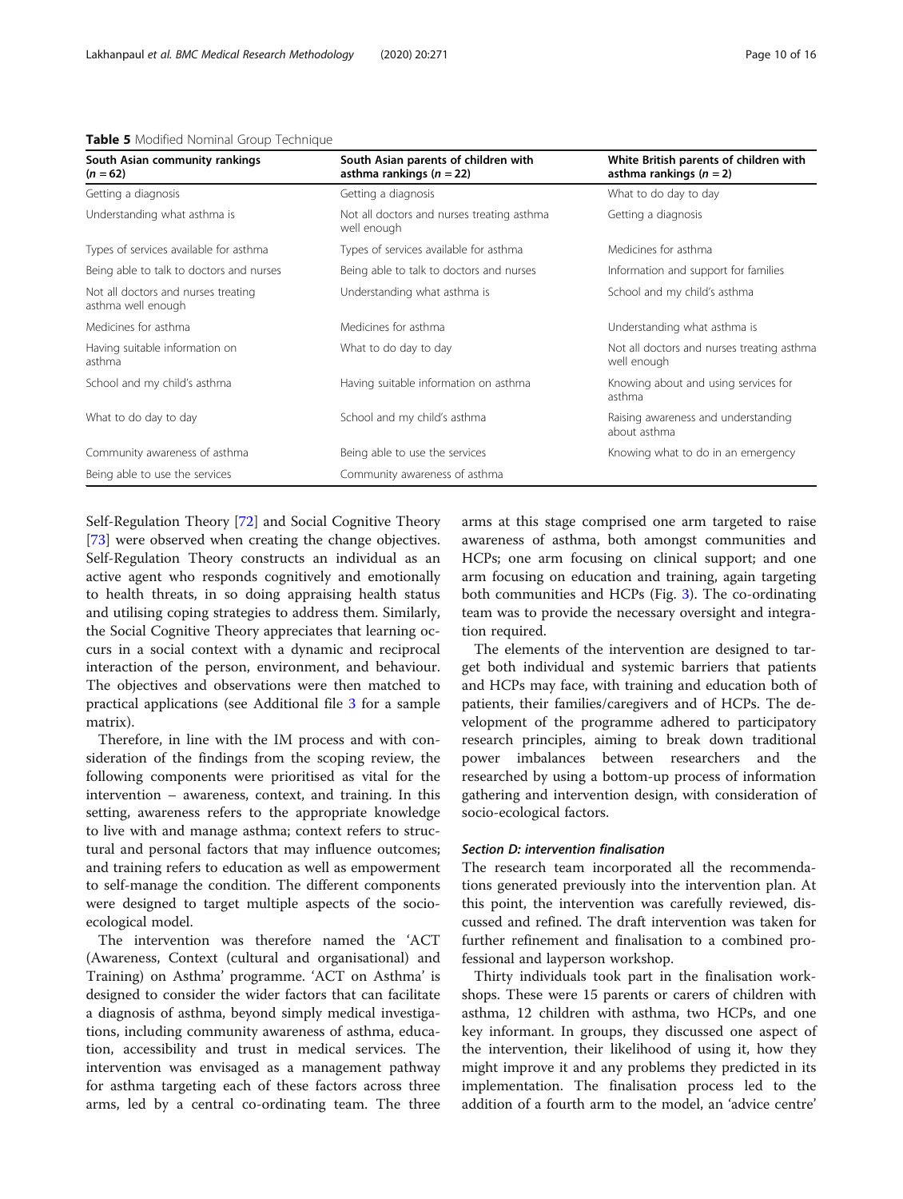**Table 5** Modified Nominal Group Technique

| South Asian community rankings (n = 62) | South Asian parents of children with asthma rankings (n = 22) | White British parents of children with asthma rankings (n = 2) |
| --- | --- | --- |
| Getting a diagnosis | Getting a diagnosis | What to do day to day |
| Understanding what asthma is | Not all doctors and nurses treating asthma well enough | Getting a diagnosis |
| Types of services available for asthma | Types of services available for asthma | Medicines for asthma |
| Being able to talk to doctors and nurses | Being able to talk to doctors and nurses | Information and support for families |
| Not all doctors and nurses treating asthma well enough | Understanding what asthma is | School and my child's asthma |
| Medicines for asthma | Medicines for asthma | Understanding what asthma is |
| Having suitable information on asthma | What to do day to day | Not all doctors and nurses treating asthma well enough |
| School and my child's asthma | Having suitable information on asthma | Knowing about and using services for asthma |
| What to do day to day | School and my child's asthma | Raising awareness and understanding about asthma |
| Community awareness of asthma | Being able to use the services | Knowing what to do in an emergency |
| Being able to use the services | Community awareness of asthma | |

Self-Regulation Theory [72] and Social Cognitive Theory [73] were observed when creating the change objectives. Self-Regulation Theory constructs an individual as an active agent who responds cognitively and emotionally to health threats, in so doing appraising health status and utilising coping strategies to address them. Similarly, the Social Cognitive Theory appreciates that learning occurs in a social context with a dynamic and reciprocal interaction of the person, environment, and behaviour. The objectives and observations were then matched to practical applications (see Additional file 3 for a sample matrix).

Therefore, in line with the IM process and with consideration of the findings from the scoping review, the following components were prioritised as vital for the intervention – awareness, context, and training. In this setting, awareness refers to the appropriate knowledge to live with and manage asthma; context refers to structural and personal factors that may influence outcomes; and training refers to education as well as empowerment to self-manage the condition. The different components were designed to target multiple aspects of the socio-ecological model.

The intervention was therefore named the 'ACT (Awareness, Context (cultural and organisational) and Training) on Asthma' programme. 'ACT on Asthma' is designed to consider the wider factors that can facilitate a diagnosis of asthma, beyond simply medical investigations, including community awareness of asthma, education, accessibility and trust in medical services. The intervention was envisaged as a management pathway for asthma targeting each of these factors across three arms, led by a central co-ordinating team. The three arms at this stage comprised one arm targeted to raise awareness of asthma, both amongst communities and HCPs; one arm focusing on clinical support; and one arm focusing on education and training, again targeting both communities and HCPs (Fig. 3). The co-ordinating team was to provide the necessary oversight and integration required.

The elements of the intervention are designed to target both individual and systemic barriers that patients and HCPs may face, with training and education both of patients, their families/caregivers and of HCPs. The development of the programme adhered to participatory research principles, aiming to break down traditional power imbalances between researchers and the researched by using a bottom-up process of information gathering and intervention design, with consideration of socio-ecological factors.

#### *Section D: intervention finalisation*

The research team incorporated all the recommendations generated previously into the intervention plan. At this point, the intervention was carefully reviewed, discussed and refined. The draft intervention was taken for further refinement and finalisation to a combined professional and layperson workshop.

Thirty individuals took part in the finalisation workshops. These were 15 parents or carers of children with asthma, 12 children with asthma, two HCPs, and one key informant. In groups, they discussed one aspect of the intervention, their likelihood of using it, how they might improve it and any problems they predicted in its implementation. The finalisation process led to the addition of a fourth arm to the model, an 'advice centre'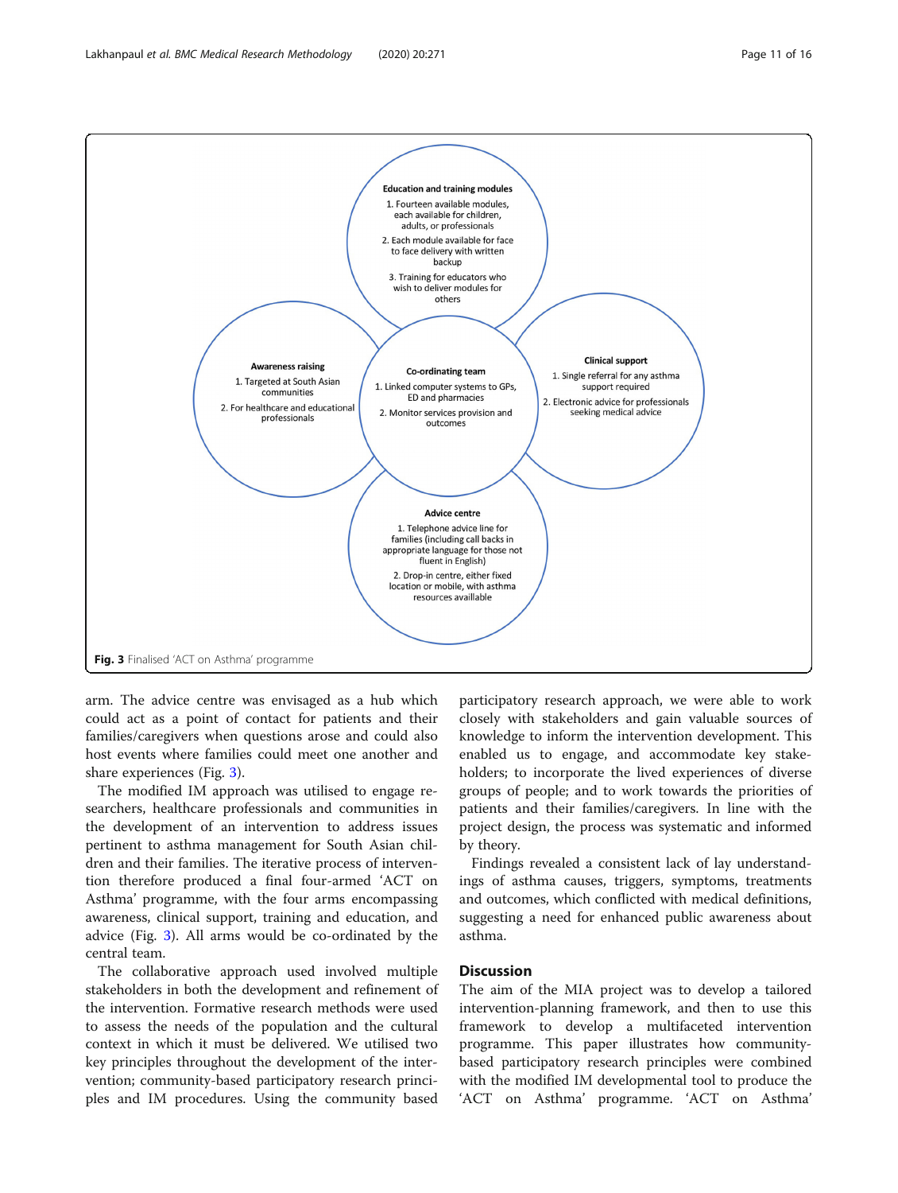**Education and training modules**

1. Fourteen available modules, each available for children, adults, or professionals
2. Each module available for face to face delivery with written backup
3. Training for educators who wish to deliver modules for others

**Awareness raising**

1. Targeted at South Asian communities
2. For healthcare and educational professionals

**Co-ordinating team**

1. Linked computer systems to GPs, ED and pharmacies
2. Monitor services provision and outcomes

**Clinical support**

1. Single referral for any asthma support required
2. Electronic advice for professionals seeking medical advice

**Advice centre**

1. Telephone advice line for families (including call backs in appropriate language for those not fluent in English)
2. Drop-in centre, either fixed location or mobile, with asthma resources availlable

**Fig. 3** Finalised 'ACT on Asthma' programme

arm. The advice centre was envisaged as a hub which could act as a point of contact for patients and their families/caregivers when questions arose and could also host events where families could meet one another and share experiences (Fig. 3).

The modified IM approach was utilised to engage researchers, healthcare professionals and communities in the development of an intervention to address issues pertinent to asthma management for South Asian children and their families. The iterative process of intervention therefore produced a final four-armed 'ACT on Asthma' programme, with the four arms encompassing awareness, clinical support, training and education, and advice (Fig. 3). All arms would be co-ordinated by the central team.

The collaborative approach used involved multiple stakeholders in both the development and refinement of the intervention. Formative research methods were used to assess the needs of the population and the cultural context in which it must be delivered. We utilised two key principles throughout the development of the intervention; community-based participatory research principles and IM procedures. Using the community based participatory research approach, we were able to work closely with stakeholders and gain valuable sources of knowledge to inform the intervention development. This enabled us to engage, and accommodate key stakeholders; to incorporate the lived experiences of diverse groups of people; and to work towards the priorities of patients and their families/caregivers. In line with the project design, the process was systematic and informed by theory.

Findings revealed a consistent lack of lay understandings of asthma causes, triggers, symptoms, treatments and outcomes, which conflicted with medical definitions, suggesting a need for enhanced public awareness about asthma.

## Discussion

The aim of the MIA project was to develop a tailored intervention-planning framework, and then to use this framework to develop a multifaceted intervention programme. This paper illustrates how community-based participatory research principles were combined with the modified IM developmental tool to produce the 'ACT on Asthma' programme. 'ACT on Asthma'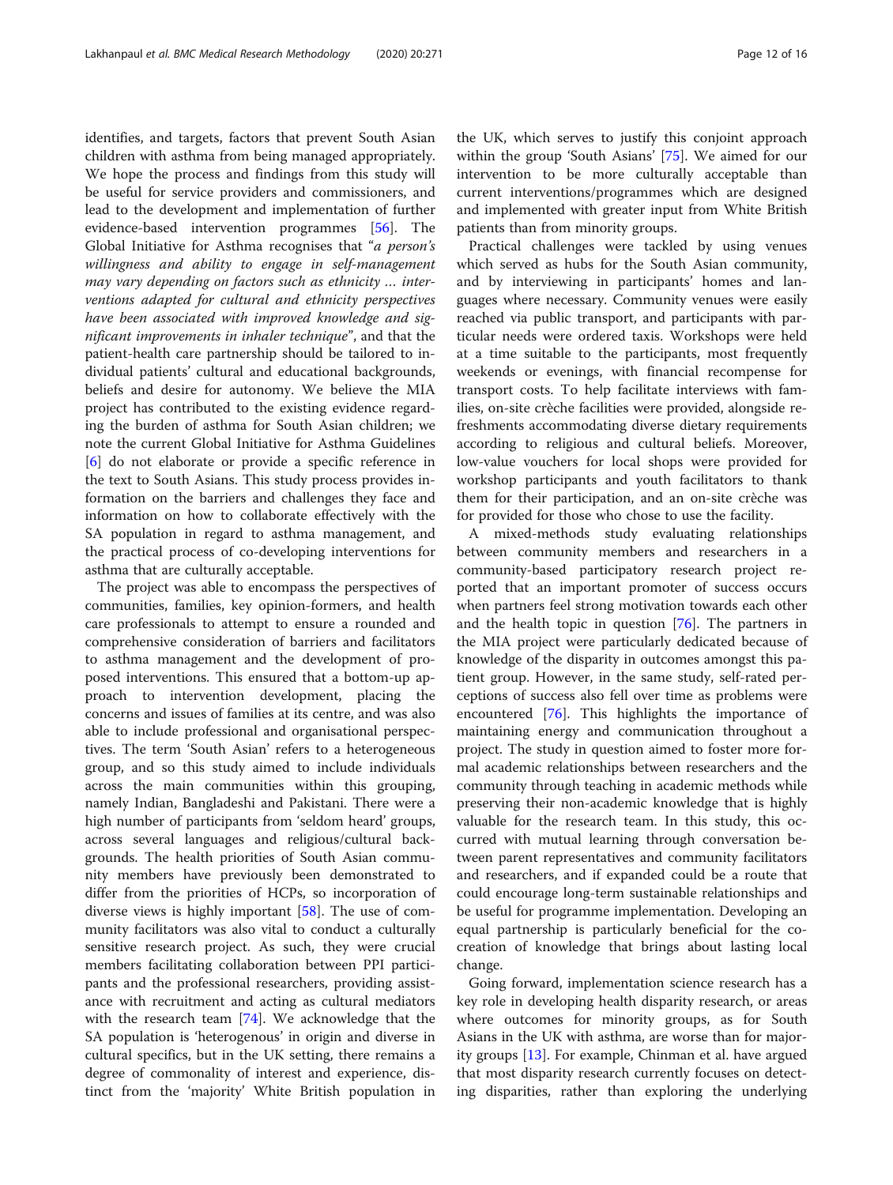identifies, and targets, factors that prevent South Asian children with asthma from being managed appropriately. We hope the process and findings from this study will be useful for service providers and commissioners, and lead to the development and implementation of further evidence-based intervention programmes [56]. The Global Initiative for Asthma recognises that "*a person's willingness and ability to engage in self-management may vary depending on factors such as ethnicity … interventions adapted for cultural and ethnicity perspectives have been associated with improved knowledge and significant improvements in inhaler technique*", and that the patient-health care partnership should be tailored to individual patients' cultural and educational backgrounds, beliefs and desire for autonomy. We believe the MIA project has contributed to the existing evidence regarding the burden of asthma for South Asian children; we note the current Global Initiative for Asthma Guidelines [6] do not elaborate or provide a specific reference in the text to South Asians. This study process provides information on the barriers and challenges they face and information on how to collaborate effectively with the SA population in regard to asthma management, and the practical process of co-developing interventions for asthma that are culturally acceptable.

The project was able to encompass the perspectives of communities, families, key opinion-formers, and health care professionals to attempt to ensure a rounded and comprehensive consideration of barriers and facilitators to asthma management and the development of proposed interventions. This ensured that a bottom-up approach to intervention development, placing the concerns and issues of families at its centre, and was also able to include professional and organisational perspectives. The term 'South Asian' refers to a heterogeneous group, and so this study aimed to include individuals across the main communities within this grouping, namely Indian, Bangladeshi and Pakistani. There were a high number of participants from 'seldom heard' groups, across several languages and religious/cultural backgrounds. The health priorities of South Asian community members have previously been demonstrated to differ from the priorities of HCPs, so incorporation of diverse views is highly important [58]. The use of community facilitators was also vital to conduct a culturally sensitive research project. As such, they were crucial members facilitating collaboration between PPI participants and the professional researchers, providing assistance with recruitment and acting as cultural mediators with the research team [74]. We acknowledge that the SA population is 'heterogenous' in origin and diverse in cultural specifics, but in the UK setting, there remains a degree of commonality of interest and experience, distinct from the 'majority' White British population in the UK, which serves to justify this conjoint approach within the group 'South Asians' [75]. We aimed for our intervention to be more culturally acceptable than current interventions/programmes which are designed and implemented with greater input from White British patients than from minority groups.

Practical challenges were tackled by using venues which served as hubs for the South Asian community, and by interviewing in participants' homes and languages where necessary. Community venues were easily reached via public transport, and participants with particular needs were ordered taxis. Workshops were held at a time suitable to the participants, most frequently weekends or evenings, with financial recompense for transport costs. To help facilitate interviews with families, on-site crèche facilities were provided, alongside refreshments accommodating diverse dietary requirements according to religious and cultural beliefs. Moreover, low-value vouchers for local shops were provided for workshop participants and youth facilitators to thank them for their participation, and an on-site crèche was for provided for those who chose to use the facility.

A mixed-methods study evaluating relationships between community members and researchers in a community-based participatory research project reported that an important promoter of success occurs when partners feel strong motivation towards each other and the health topic in question [76]. The partners in the MIA project were particularly dedicated because of knowledge of the disparity in outcomes amongst this patient group. However, in the same study, self-rated perceptions of success also fell over time as problems were encountered [76]. This highlights the importance of maintaining energy and communication throughout a project. The study in question aimed to foster more formal academic relationships between researchers and the community through teaching in academic methods while preserving their non-academic knowledge that is highly valuable for the research team. In this study, this occurred with mutual learning through conversation between parent representatives and community facilitators and researchers, and if expanded could be a route that could encourage long-term sustainable relationships and be useful for programme implementation. Developing an equal partnership is particularly beneficial for the co-creation of knowledge that brings about lasting local change.

Going forward, implementation science research has a key role in developing health disparity research, or areas where outcomes for minority groups, as for South Asians in the UK with asthma, are worse than for majority groups [13]. For example, Chinman et al. have argued that most disparity research currently focuses on detecting disparities, rather than exploring the underlying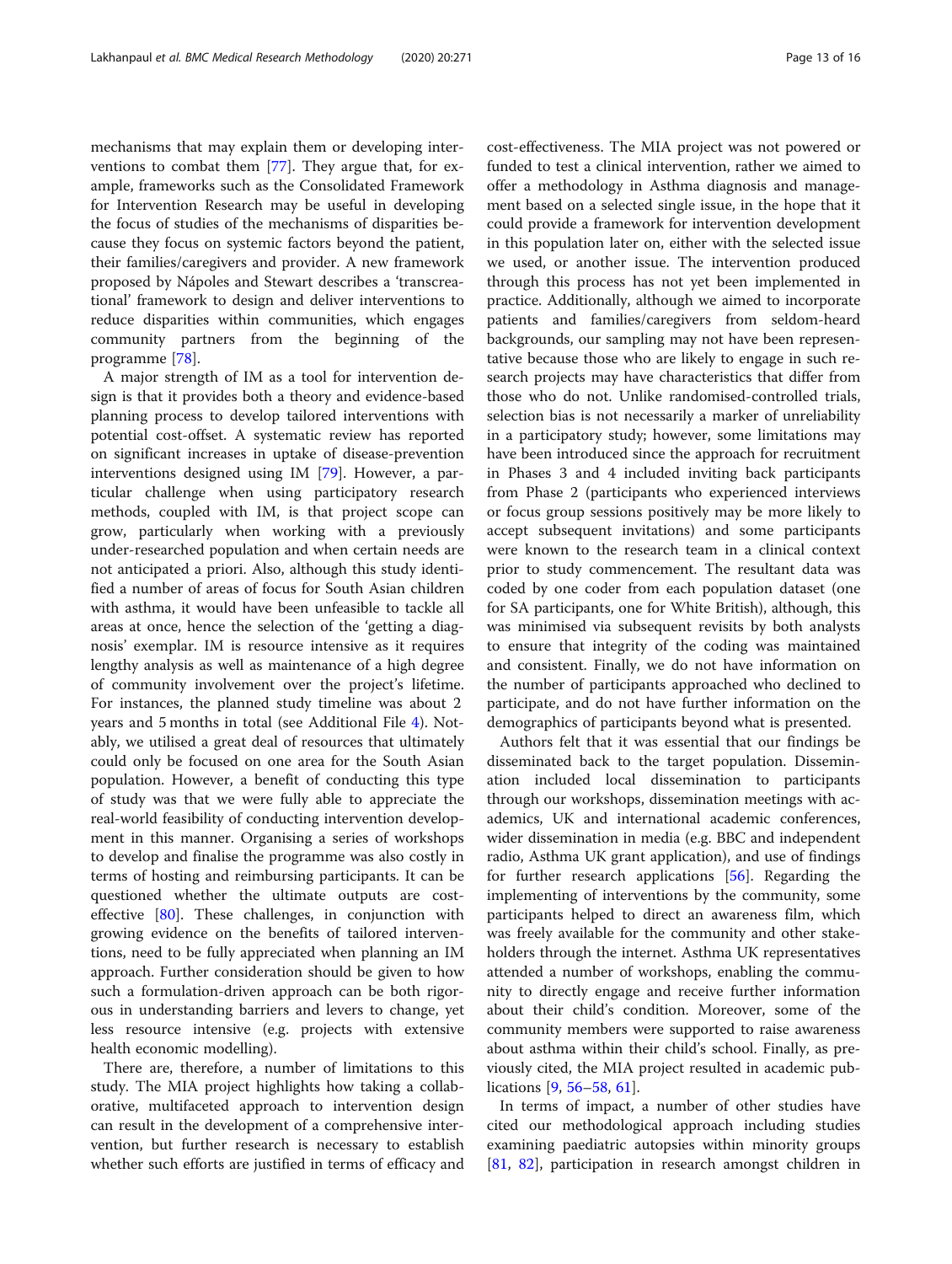mechanisms that may explain them or developing interventions to combat them [77]. They argue that, for example, frameworks such as the Consolidated Framework for Intervention Research may be useful in developing the focus of studies of the mechanisms of disparities because they focus on systemic factors beyond the patient, their families/caregivers and provider. A new framework proposed by Nápoles and Stewart describes a 'transcreational' framework to design and deliver interventions to reduce disparities within communities, which engages community partners from the beginning of the programme [78].

A major strength of IM as a tool for intervention design is that it provides both a theory and evidence-based planning process to develop tailored interventions with potential cost-offset. A systematic review has reported on significant increases in uptake of disease-prevention interventions designed using IM [79]. However, a particular challenge when using participatory research methods, coupled with IM, is that project scope can grow, particularly when working with a previously under-researched population and when certain needs are not anticipated a priori. Also, although this study identified a number of areas of focus for South Asian children with asthma, it would have been unfeasible to tackle all areas at once, hence the selection of the 'getting a diagnosis' exemplar. IM is resource intensive as it requires lengthy analysis as well as maintenance of a high degree of community involvement over the project's lifetime. For instances, the planned study timeline was about 2 years and 5 months in total (see Additional File 4). Notably, we utilised a great deal of resources that ultimately could only be focused on one area for the South Asian population. However, a benefit of conducting this type of study was that we were fully able to appreciate the real-world feasibility of conducting intervention development in this manner. Organising a series of workshops to develop and finalise the programme was also costly in terms of hosting and reimbursing participants. It can be questioned whether the ultimate outputs are cost-effective [80]. These challenges, in conjunction with growing evidence on the benefits of tailored interventions, need to be fully appreciated when planning an IM approach. Further consideration should be given to how such a formulation-driven approach can be both rigorous in understanding barriers and levers to change, yet less resource intensive (e.g. projects with extensive health economic modelling).

There are, therefore, a number of limitations to this study. The MIA project highlights how taking a collaborative, multifaceted approach to intervention design can result in the development of a comprehensive intervention, but further research is necessary to establish whether such efforts are justified in terms of efficacy and cost-effectiveness. The MIA project was not powered or funded to test a clinical intervention, rather we aimed to offer a methodology in Asthma diagnosis and management based on a selected single issue, in the hope that it could provide a framework for intervention development in this population later on, either with the selected issue we used, or another issue. The intervention produced through this process has not yet been implemented in practice. Additionally, although we aimed to incorporate patients and families/caregivers from seldom-heard backgrounds, our sampling may not have been representative because those who are likely to engage in such research projects may have characteristics that differ from those who do not. Unlike randomised-controlled trials, selection bias is not necessarily a marker of unreliability in a participatory study; however, some limitations may have been introduced since the approach for recruitment in Phases 3 and 4 included inviting back participants from Phase 2 (participants who experienced interviews or focus group sessions positively may be more likely to accept subsequent invitations) and some participants were known to the research team in a clinical context prior to study commencement. The resultant data was coded by one coder from each population dataset (one for SA participants, one for White British), although, this was minimised via subsequent revisits by both analysts to ensure that integrity of the coding was maintained and consistent. Finally, we do not have information on the number of participants approached who declined to participate, and do not have further information on the demographics of participants beyond what is presented.

Authors felt that it was essential that our findings be disseminated back to the target population. Dissemination included local dissemination to participants through our workshops, dissemination meetings with academics, UK and international academic conferences, wider dissemination in media (e.g. BBC and independent radio, Asthma UK grant application), and use of findings for further research applications [56]. Regarding the implementing of interventions by the community, some participants helped to direct an awareness film, which was freely available for the community and other stakeholders through the internet. Asthma UK representatives attended a number of workshops, enabling the community to directly engage and receive further information about their child's condition. Moreover, some of the community members were supported to raise awareness about asthma within their child's school. Finally, as previously cited, the MIA project resulted in academic publications [9, 56–58, 61].

In terms of impact, a number of other studies have cited our methodological approach including studies examining paediatric autopsies within minority groups [81, 82], participation in research amongst children in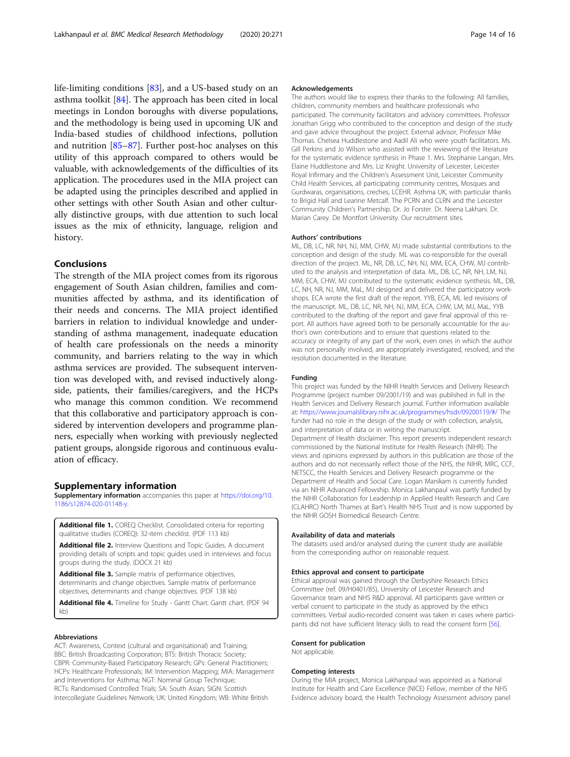life-limiting conditions [83], and a US-based study on an asthma toolkit [84]. The approach has been cited in local meetings in London boroughs with diverse populations, and the methodology is being used in upcoming UK and India-based studies of childhood infections, pollution and nutrition [85–87]. Further post-hoc analyses on this utility of this approach compared to others would be valuable, with acknowledgements of the difficulties of its application. The procedures used in the MIA project can be adapted using the principles described and applied in other settings with other South Asian and other culturally distinctive groups, with due attention to such local issues as the mix of ethnicity, language, religion and history.

## Conclusions

The strength of the MIA project comes from its rigorous engagement of South Asian children, families and communities affected by asthma, and its identification of their needs and concerns. The MIA project identified barriers in relation to individual knowledge and understanding of asthma management, inadequate education of health care professionals on the needs a minority community, and barriers relating to the way in which asthma services are provided. The subsequent intervention was developed with, and revised inductively alongside, patients, their families/caregivers, and the HCPs who manage this common condition. We recommend that this collaborative and participatory approach is considered by intervention developers and programme planners, especially when working with previously neglected patient groups, alongside rigorous and continuous evaluation of efficacy.

## Supplementary information

**Supplementary information** accompanies this paper at https://doi.org/10.1186/s12874-020-01148-y.

**Additional file 1.** COREQ Checklist. Consolidated criteria for reporting qualitative studies (COREQ): 32-item checklist. (PDF 113 kb)

**Additional file 2.** Interview Questions and Topic Guides. A document providing details of scripts and topic guides used in interviews and focus groups during the study. (DOCX 21 kb)

**Additional file 3.** Sample matrix of performance objectives, determinants and change objectives. Sample matrix of performance objectives, determinants and change objectives. (PDF 138 kb)

**Additional file 4.** Timeline for Study - Gantt Chart. Gantt chart. (PDF 94 kb)

### Abbreviations

ACT: Awareness, Context (cultural and organisational) and Training; BBC: British Broadcasting Corporation; BTS: British Thoracic Society; CBPR: Community-Based Participatory Research; GPs: General Practitioners; HCPs: Healthcare Professionals; IM: Intervention Mapping; MIA: Management and Interventions for Asthma; NGT: Nominal Group Technique; RCTs: Randomised Controlled Trials; SA: South Asian; SIGN: Scottish Intercollegiate Guidelines Network; UK: United Kingdom; WB: White British

### Acknowledgements

The authors would like to express their thanks to the following: All families, children, community members and healthcare professionals who participated. The community facilitators and advisory committees. Professor Jonathan Grigg who contributed to the conception and design of the study and gave advice throughout the project. External advisor, Professor Mike Thomas. Chelsea Huddlestone and Aadil Ali who were youth facilitators. Ms. Gill Perkins and Jo Wilson who assisted with the reviewing of the literature for the systematic evidence synthesis in Phase 1. Mrs. Stephanie Langan, Mrs. Elaine Huddlestone and Mrs. Liz Knight. University of Leicester, Leicester Royal Infirmary and the Children's Assessment Unit, Leicester Community Child Health Services, all participating community centres, Mosques and Gurdwaras, organisations, creches, LCEHR. Asthma UK, with particular thanks to Brigid Hall and Leanne Metcalf. The PCRN and CLRN and the Leicester Community Children's Partnership. Dr. Jo Forster. Dr. Neena Lakhani. Dr. Marian Carey. De Montfort University. Our recruitment sites.

### Authors' contributions

ML, DB, LC, NR, NH, NJ, MM, CHW, MJ made substantial contributions to the conception and design of the study. ML was co-responsible for the overall direction of the project. ML, NR, DB, LC, NH, NJ, MM, ECA, CHW, MJ contributed to the analysis and interpretation of data. ML, DB, LC, NR, NH, LM, NJ, MM, ECA, CHW, MJ contributed to the systematic evidence synthesis. ML, DB, LC, NH, NR, NJ, MM, MaL, MJ designed and delivered the participatory workshops. ECA wrote the first draft of the report. YYB, ECA, ML led revisions of the manuscript. ML, DB, LC, NR, NH, NJ, MM, ECA, CHW, LM, MJ, MaL, YYB contributed to the drafting of the report and gave final approval of this report. All authors have agreed both to be personally accountable for the author's own contributions and to ensure that questions related to the accuracy or integrity of any part of the work, even ones in which the author was not personally involved, are appropriately investigated, resolved, and the resolution documented in the literature.

### Funding

This project was funded by the NIHR Health Services and Delivery Research Programme (project number 09/2001/19) and was published in full in the Health Services and Delivery Research journal. Further information available at: https://www.journalslibrary.nihr.ac.uk/programmes/hsdr/09200119/#/ The funder had no role in the design of the study or with collection, analysis, and interpretation of data or in writing the manuscript.

Department of Health disclaimer: This report presents independent research commissioned by the National Institute for Health Research (NIHR). The views and opinions expressed by authors in this publication are those of the authors and do not necessarily reflect those of the NHS, the NIHR, MRC, CCF, NETSCC, the Health Services and Delivery Research programme or the Department of Health and Social Care. Logan Manikam is currently funded via an NIHR Advanced Fellowship. Monica Lakhanpaul was partly funded by the NIHR Collaboration for Leadership in Applied Health Research and Care (CLAHRC) North Thames at Bart's Health NHS Trust and is now supported by the NIHR GOSH Biomedical Research Centre.

### Availability of data and materials

The datasets used and/or analysed during the current study are available from the corresponding author on reasonable request.

### Ethics approval and consent to participate

Ethical approval was gained through the Derbyshire Research Ethics Committee (ref. 09/H0401/85), University of Leicester Research and Governance team and NHS R&D approval. All participants gave written or verbal consent to participate in the study as approved by the ethics committees. Verbal audio-recorded consent was taken in cases where participants did not have sufficient literacy skills to read the consent form [56].

### Consent for publication

Not applicable.

### Competing interests

During the MIA project, Monica Lakhanpaul was appointed as a National Institute for Health and Care Excellence (NICE) Fellow, member of the NHS Evidence advisory board, the Health Technology Assessment advisory panel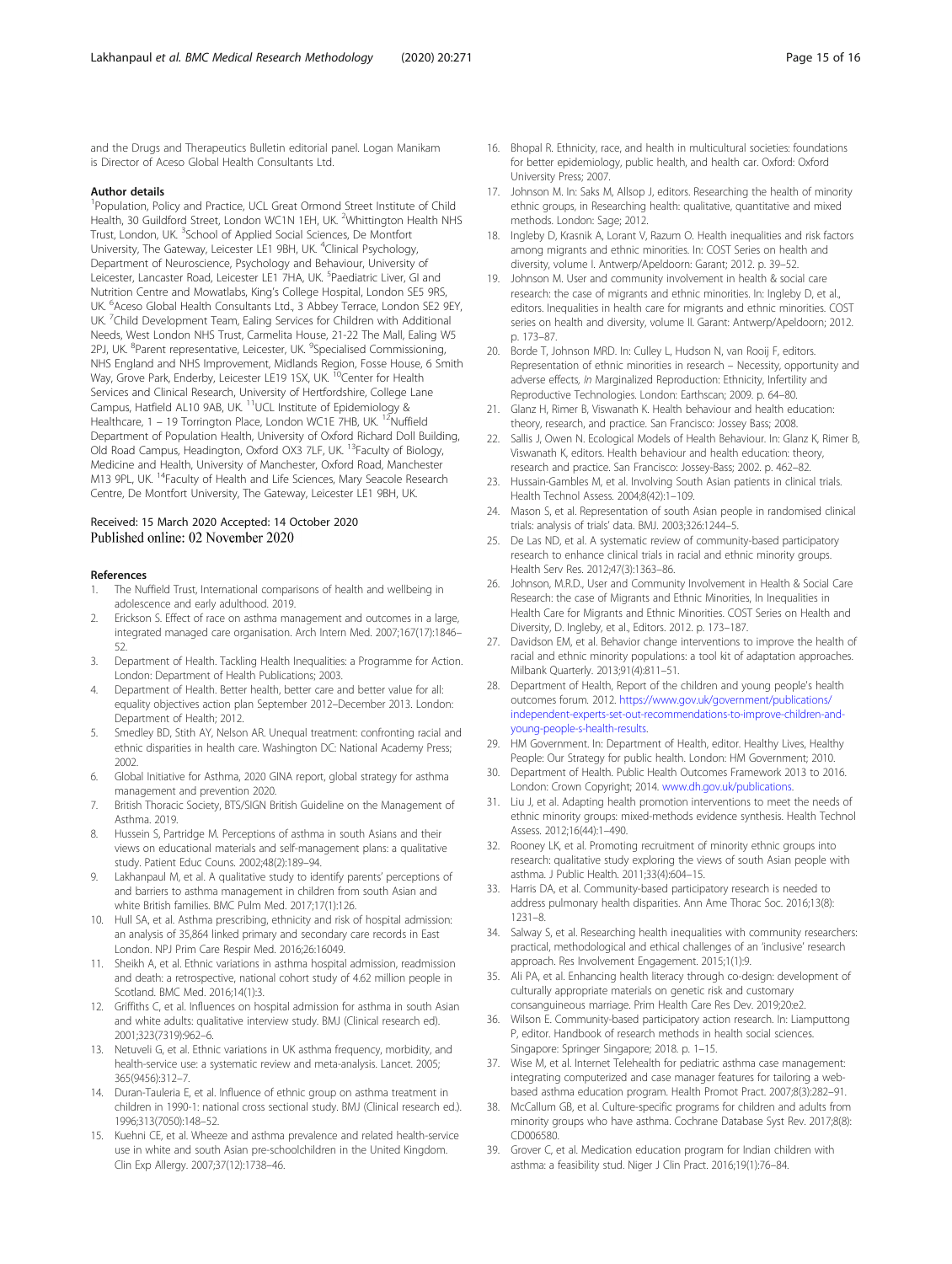and the Drugs and Therapeutics Bulletin editorial panel. Logan Manikam is Director of Aceso Global Health Consultants Ltd.

### Author details

[1]Population, Policy and Practice, UCL Great Ormond Street Institute of Child Health, 30 Guildford Street, London WC1N 1EH, UK. [2]Whittington Health NHS Trust, London, UK. [3]School of Applied Social Sciences, De Montfort University, The Gateway, Leicester LE1 9BH, UK. [4]Clinical Psychology, Department of Neuroscience, Psychology and Behaviour, University of Leicester, Lancaster Road, Leicester LE1 7HA, UK. [5]Paediatric Liver, GI and Nutrition Centre and Mowatlabs, King's College Hospital, London SE5 9RS, UK. [6]Aceso Global Health Consultants Ltd., 3 Abbey Terrace, London SE2 9EY, UK. [7]Child Development Team, Ealing Services for Children with Additional Needs, West London NHS Trust, Carmelita House, 21-22 The Mall, Ealing W5 2PJ, UK. [8]Parent representative, Leicester, UK. [9]Specialised Commissioning, NHS England and NHS Improvement, Midlands Region, Fosse House, 6 Smith Way, Grove Park, Enderby, Leicester LE19 1SX, UK. [10]Center for Health Services and Clinical Research, University of Hertfordshire, College Lane Campus, Hatfield AL10 9AB, UK. [11]UCL Institute of Epidemiology & Healthcare, 1 – 19 Torrington Place, London WC1E 7HB, UK. [12]Nuffield Department of Population Health, University of Oxford Richard Doll Building, Old Road Campus, Headington, Oxford OX3 7LF, UK. [13]Faculty of Biology, Medicine and Health, University of Manchester, Oxford Road, Manchester M13 9PL, UK. [14]Faculty of Health and Life Sciences, Mary Seacole Research Centre, De Montfort University, The Gateway, Leicester LE1 9BH, UK.

Received: 15 March 2020 Accepted: 14 October 2020
Published online: 02 November 2020

### References

1. The Nuffield Trust, International comparisons of health and wellbeing in adolescence and early adulthood. 2019.
2. Erickson S. Effect of race on asthma management and outcomes in a large, integrated managed care organisation. Arch Intern Med. 2007;167(17):1846–52.
3. Department of Health. Tackling Health Inequalities: a Programme for Action. London: Department of Health Publications; 2003.
4. Department of Health. Better health, better care and better value for all: equality objectives action plan September 2012–December 2013. London: Department of Health; 2012.
5. Smedley BD, Stith AY, Nelson AR. Unequal treatment: confronting racial and ethnic disparities in health care. Washington DC: National Academy Press; 2002.
6. Global Initiative for Asthma, 2020 GINA report, global strategy for asthma management and prevention 2020.
7. British Thoracic Society, BTS/SIGN British Guideline on the Management of Asthma. 2019.
8. Hussein S, Partridge M. Perceptions of asthma in south Asians and their views on educational materials and self-management plans: a qualitative study. Patient Educ Couns. 2002;48(2):189–94.
9. Lakhanpaul M, et al. A qualitative study to identify parents' perceptions of and barriers to asthma management in children from south Asian and white British families. BMC Pulm Med. 2017;17(1):126.
10. Hull SA, et al. Asthma prescribing, ethnicity and risk of hospital admission: an analysis of 35,864 linked primary and secondary care records in East London. NPJ Prim Care Respir Med. 2016;26:16049.
11. Sheikh A, et al. Ethnic variations in asthma hospital admission, readmission and death: a retrospective, national cohort study of 4.62 million people in Scotland. BMC Med. 2016;14(1):3.
12. Griffiths C, et al. Influences on hospital admission for asthma in south Asian and white adults: qualitative interview study. BMJ (Clinical research ed). 2001;323(7319):962–6.
13. Netuveli G, et al. Ethnic variations in UK asthma frequency, morbidity, and health-service use: a systematic review and meta-analysis. Lancet. 2005; 365(9456):312–7.
14. Duran-Tauleria E, et al. Influence of ethnic group on asthma treatment in children in 1990-1: national cross sectional study. BMJ (Clinical research ed.). 1996;313(7050):148–52.
15. Kuehni CE, et al. Wheeze and asthma prevalence and related health-service use in white and south Asian pre-schoolchildren in the United Kingdom. Clin Exp Allergy. 2007;37(12):1738–46.
16. Bhopal R. Ethnicity, race, and health in multicultural societies: foundations for better epidemiology, public health, and health car. Oxford: Oxford University Press; 2007.
17. Johnson M. In: Saks M, Allsop J, editors. Researching the health of minority ethnic groups, in Researching health: qualitative, quantitative and mixed methods. London: Sage; 2012.
18. Ingleby D, Krasnik A, Lorant V, Razum O. Health inequalities and risk factors among migrants and ethnic minorities. In: COST Series on health and diversity, volume I. Antwerp/Apeldoorn: Garant; 2012. p. 39–52.
19. Johnson M. User and community involvement in health & social care research: the case of migrants and ethnic minorities. In: Ingleby D, et al., editors. Inequalities in health care for migrants and ethnic minorities. COST series on health and diversity, volume II. Garant: Antwerp/Apeldoorn; 2012. p. 173–87.
20. Borde T, Johnson MRD. In: Culley L, Hudson N, van Rooij F, editors. Representation of ethnic minorities in research – Necessity, opportunity and adverse effects, In Marginalized Reproduction: Ethnicity, Infertility and Reproductive Technologies. London: Earthscan; 2009. p. 64–80.
21. Glanz H, Rimer B, Viswanath K. Health behaviour and health education: theory, research, and practice. San Francisco: Jossey Bass; 2008.
22. Sallis J, Owen N. Ecological Models of Health Behaviour. In: Glanz K, Rimer B, Viswanath K, editors. Health behaviour and health education: theory, research and practice. San Francisco: Jossey-Bass; 2002. p. 462–82.
23. Hussain-Gambles M, et al. Involving South Asian patients in clinical trials. Health Technol Assess. 2004;8(42):1–109.
24. Mason S, et al. Representation of south Asian people in randomised clinical trials: analysis of trials' data. BMJ. 2003;326:1244–5.
25. De Las ND, et al. A systematic review of community-based participatory research to enhance clinical trials in racial and ethnic minority groups. Health Serv Res. 2012;47(3):1363–86.
26. Johnson, M.R.D., User and Community Involvement in Health & Social Care Research: the case of Migrants and Ethnic Minorities, In Inequalities in Health Care for Migrants and Ethnic Minorities. COST Series on Health and Diversity, D. Ingleby, et al., Editors. 2012. p. 173–187.
27. Davidson EM, et al. Behavior change interventions to improve the health of racial and ethnic minority populations: a tool kit of adaptation approaches. Milbank Quarterly. 2013;91(4):811–51.
28. Department of Health, Report of the children and young people's health outcomes forum. 2012. https://www.gov.uk/government/publications/independent-experts-set-out-recommendations-to-improve-children-and-young-people-s-health-results.
29. HM Government. In: Department of Health, editor. Healthy Lives, Healthy People: Our Strategy for public health. London: HM Government; 2010.
30. Department of Health. Public Health Outcomes Framework 2013 to 2016. London: Crown Copyright; 2014. www.dh.gov.uk/publications.
31. Liu J, et al. Adapting health promotion interventions to meet the needs of ethnic minority groups: mixed-methods evidence synthesis. Health Technol Assess. 2012;16(44):1–490.
32. Rooney LK, et al. Promoting recruitment of minority ethnic groups into research: qualitative study exploring the views of south Asian people with asthma. J Public Health. 2011;33(4):604–15.
33. Harris DA, et al. Community-based participatory research is needed to address pulmonary health disparities. Ann Ame Thorac Soc. 2016;13(8): 1231–8.
34. Salway S, et al. Researching health inequalities with community researchers: practical, methodological and ethical challenges of an 'inclusive' research approach. Res Involvement Engagement. 2015;1(1):9.
35. Ali PA, et al. Enhancing health literacy through co-design: development of culturally appropriate materials on genetic risk and customary consanguineous marriage. Prim Health Care Res Dev. 2019;20:e2.
36. Wilson E. Community-based participatory action research. In: Liamputtong P, editor. Handbook of research methods in health social sciences. Singapore: Springer Singapore; 2018. p. 1–15.
37. Wise M, et al. Internet Telehealth for pediatric asthma case management: integrating computerized and case manager features for tailoring a web-based asthma education program. Health Promot Pract. 2007;8(3):282–91.
38. McCallum GB, et al. Culture-specific programs for children and adults from minority groups who have asthma. Cochrane Database Syst Rev. 2017;8(8): CD006580.
39. Grover C, et al. Medication education program for Indian children with asthma: a feasibility stud. Niger J Clin Pract. 2016;19(1):76–84.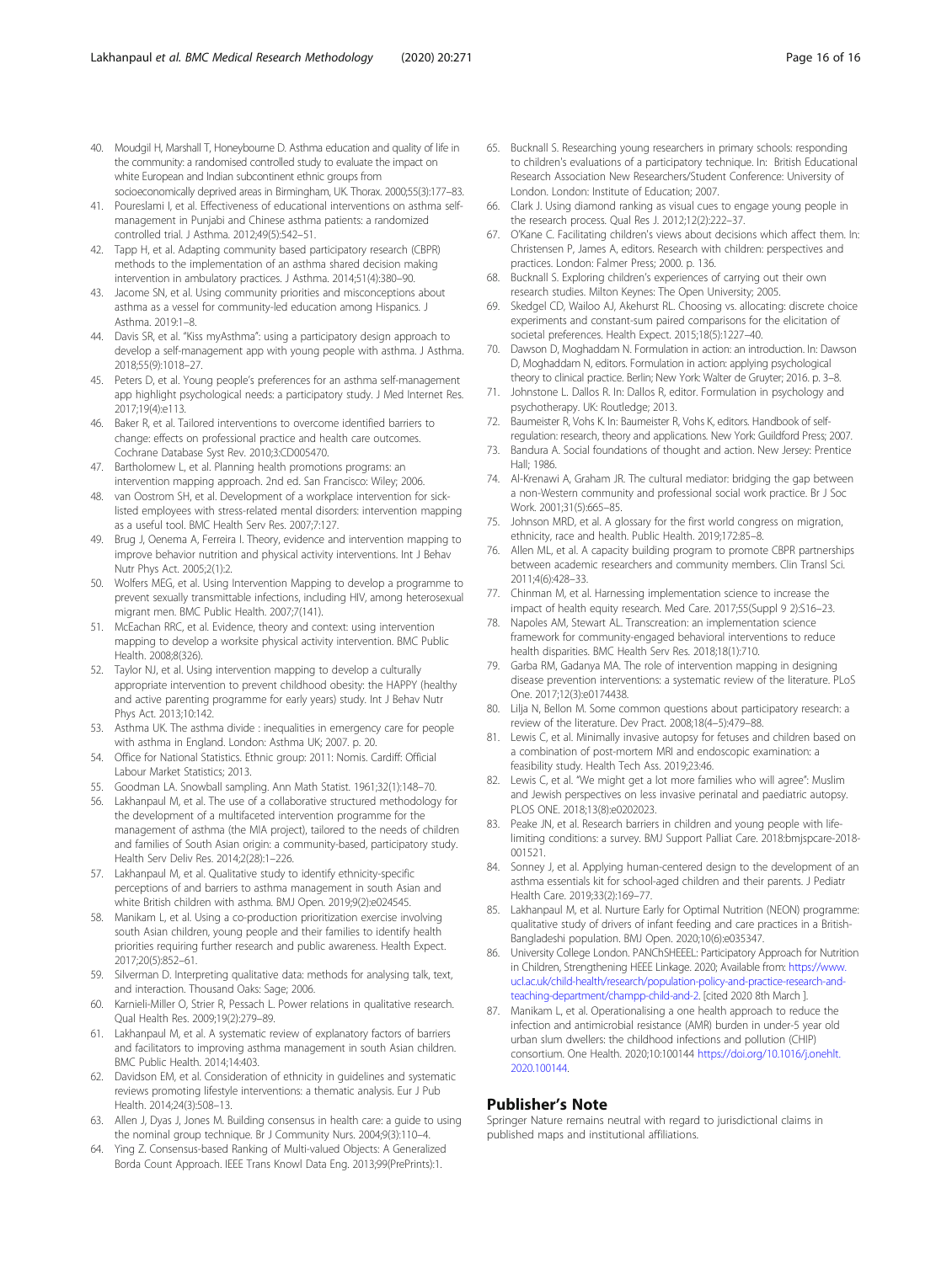40. Moudgil H, Marshall T, Honeybourne D. Asthma education and quality of life in the community: a randomised controlled study to evaluate the impact on white European and Indian subcontinent ethnic groups from socioeconomically deprived areas in Birmingham, UK. Thorax. 2000;55(3):177–83.
41. Poureslami I, et al. Effectiveness of educational interventions on asthma self-management in Punjabi and Chinese asthma patients: a randomized controlled trial. J Asthma. 2012;49(5):542–51.
42. Tapp H, et al. Adapting community based participatory research (CBPR) methods to the implementation of an asthma shared decision making intervention in ambulatory practices. J Asthma. 2014;51(4):380–90.
43. Jacome SN, et al. Using community priorities and misconceptions about asthma as a vessel for community-led education among Hispanics. J Asthma. 2019:1–8.
44. Davis SR, et al. "Kiss myAsthma": using a participatory design approach to develop a self-management app with young people with asthma. J Asthma. 2018;55(9):1018–27.
45. Peters D, et al. Young people's preferences for an asthma self-management app highlight psychological needs: a participatory study. J Med Internet Res. 2017;19(4):e113.
46. Baker R, et al. Tailored interventions to overcome identified barriers to change: effects on professional practice and health care outcomes. Cochrane Database Syst Rev. 2010;3:CD005470.
47. Bartholomew L, et al. Planning health promotions programs: an intervention mapping approach. 2nd ed. San Francisco: Wiley; 2006.
48. van Oostrom SH, et al. Development of a workplace intervention for sick-listed employees with stress-related mental disorders: intervention mapping as a useful tool. BMC Health Serv Res. 2007;7:127.
49. Brug J, Oenema A, Ferreira I. Theory, evidence and intervention mapping to improve behavior nutrition and physical activity interventions. Int J Behav Nutr Phys Act. 2005;2(1):2.
50. Wolfers MEG, et al. Using Intervention Mapping to develop a programme to prevent sexually transmittable infections, including HIV, among heterosexual migrant men. BMC Public Health. 2007;7(141).
51. McEachan RRC, et al. Evidence, theory and context: using intervention mapping to develop a worksite physical activity intervention. BMC Public Health. 2008;8(326).
52. Taylor NJ, et al. Using intervention mapping to develop a culturally appropriate intervention to prevent childhood obesity: the HAPPY (healthy and active parenting programme for early years) study. Int J Behav Nutr Phys Act. 2013;10:142.
53. Asthma UK. The asthma divide : inequalities in emergency care for people with asthma in England. London: Asthma UK; 2007. p. 20.
54. Office for National Statistics. Ethnic group: 2011: Nomis. Cardiff: Official Labour Market Statistics; 2013.
55. Goodman LA. Snowball sampling. Ann Math Statist. 1961;32(1):148–70.
56. Lakhanpaul M, et al. The use of a collaborative structured methodology for the development of a multifaceted intervention programme for the management of asthma (the MIA project), tailored to the needs of children and families of South Asian origin: a community-based, participatory study. Health Serv Deliv Res. 2014;2(28):1–226.
57. Lakhanpaul M, et al. Qualitative study to identify ethnicity-specific perceptions of and barriers to asthma management in south Asian and white British children with asthma. BMJ Open. 2019;9(2):e024545.
58. Manikam L, et al. Using a co-production prioritization exercise involving south Asian children, young people and their families to identify health priorities requiring further research and public awareness. Health Expect. 2017;20(5):852–61.
59. Silverman D. Interpreting qualitative data: methods for analysing talk, text, and interaction. Thousand Oaks: Sage; 2006.
60. Karnieli-Miller O, Strier R, Pessach L. Power relations in qualitative research. Qual Health Res. 2009;19(2):279–89.
61. Lakhanpaul M, et al. A systematic review of explanatory factors of barriers and facilitators to improving asthma management in south Asian children. BMC Public Health. 2014;14:403.
62. Davidson EM, et al. Consideration of ethnicity in guidelines and systematic reviews promoting lifestyle interventions: a thematic analysis. Eur J Pub Health. 2014;24(3):508–13.
63. Allen J, Dyas J, Jones M. Building consensus in health care: a guide to using the nominal group technique. Br J Community Nurs. 2004;9(3):110–4.
64. Ying Z. Consensus-based Ranking of Multi-valued Objects: A Generalized Borda Count Approach. IEEE Trans Knowl Data Eng. 2013;99(PrePrints):1.
65. Bucknall S. Researching young researchers in primary schools: responding to children's evaluations of a participatory technique. In: British Educational Research Association New Researchers/Student Conference: University of London. London: Institute of Education; 2007.
66. Clark J. Using diamond ranking as visual cues to engage young people in the research process. Qual Res J. 2012;12(2):222–37.
67. O'Kane C. Facilitating children's views about decisions which affect them. In: Christensen P, James A, editors. Research with children: perspectives and practices. London: Falmer Press; 2000. p. 136.
68. Bucknall S. Exploring children's experiences of carrying out their own research studies. Milton Keynes: The Open University; 2005.
69. Skedgel CD, Wailoo AJ, Akehurst RL. Choosing vs. allocating: discrete choice experiments and constant-sum paired comparisons for the elicitation of societal preferences. Health Expect. 2015;18(5):1227–40.
70. Dawson D, Moghaddam N. Formulation in action: an introduction. In: Dawson D, Moghaddam N, editors. Formulation in action: applying psychological theory to clinical practice. Berlin; New York: Walter de Gruyter; 2016. p. 3–8.
71. Johnstone L. Dallos R. In: Dallos R, editor. Formulation in psychology and psychotherapy. UK: Routledge; 2013.
72. Baumeister R, Vohs K. In: Baumeister R, Vohs K, editors. Handbook of self-regulation: research, theory and applications. New York: Guildford Press; 2007.
73. Bandura A. Social foundations of thought and action. New Jersey: Prentice Hall; 1986.
74. Al-Krenawi A, Graham JR. The cultural mediator: bridging the gap between a non-Western community and professional social work practice. Br J Soc Work. 2001;31(5):665–85.
75. Johnson MRD, et al. A glossary for the first world congress on migration, ethnicity, race and health. Public Health. 2019;172:85–8.
76. Allen ML, et al. A capacity building program to promote CBPR partnerships between academic researchers and community members. Clin Transl Sci. 2011;4(6):428–33.
77. Chinman M, et al. Harnessing implementation science to increase the impact of health equity research. Med Care. 2017;55(Suppl 9 2):S16–23.
78. Napoles AM, Stewart AL. Transcreation: an implementation science framework for community-engaged behavioral interventions to reduce health disparities. BMC Health Serv Res. 2018;18(1):710.
79. Garba RM, Gadanya MA. The role of intervention mapping in designing disease prevention interventions: a systematic review of the literature. PLoS One. 2017;12(3):e0174438.
80. Lilja N, Bellon M. Some common questions about participatory research: a review of the literature. Dev Pract. 2008;18(4–5):479–88.
81. Lewis C, et al. Minimally invasive autopsy for fetuses and children based on a combination of post-mortem MRI and endoscopic examination: a feasibility study. Health Tech Ass. 2019;23:46.
82. Lewis C, et al. "We might get a lot more families who will agree": Muslim and Jewish perspectives on less invasive perinatal and paediatric autopsy. PLOS ONE. 2018;13(8):e0202023.
83. Peake JN, et al. Research barriers in children and young people with life-limiting conditions: a survey. BMJ Support Palliat Care. 2018:bmjspcare-2018-001521.
84. Sonney J, et al. Applying human-centered design to the development of an asthma essentials kit for school-aged children and their parents. J Pediatr Health Care. 2019;33(2):169–77.
85. Lakhanpaul M, et al. Nurture Early for Optimal Nutrition (NEON) programme: qualitative study of drivers of infant feeding and care practices in a British-Bangladeshi population. BMJ Open. 2020;10(6):e035347.
86. University College London. PANChSHEEEL: Participatory Approach for Nutrition in Children, Strengthening HEEE Linkage. 2020; Available from: https://www.ucl.ac.uk/child-health/research/population-policy-and-practice-research-and-teaching-department/champp-child-and-2. [cited 2020 8th March ].
87. Manikam L, et al. Operationalising a one health approach to reduce the infection and antimicrobial resistance (AMR) burden in under-5 year old urban slum dwellers: the childhood infections and pollution (CHIP) consortium. One Health. 2020;10:100144 https://doi.org/10.1016/j.onehlt.2020.100144.

## Publisher's Note

Springer Nature remains neutral with regard to jurisdictional claims in published maps and institutional affiliations.